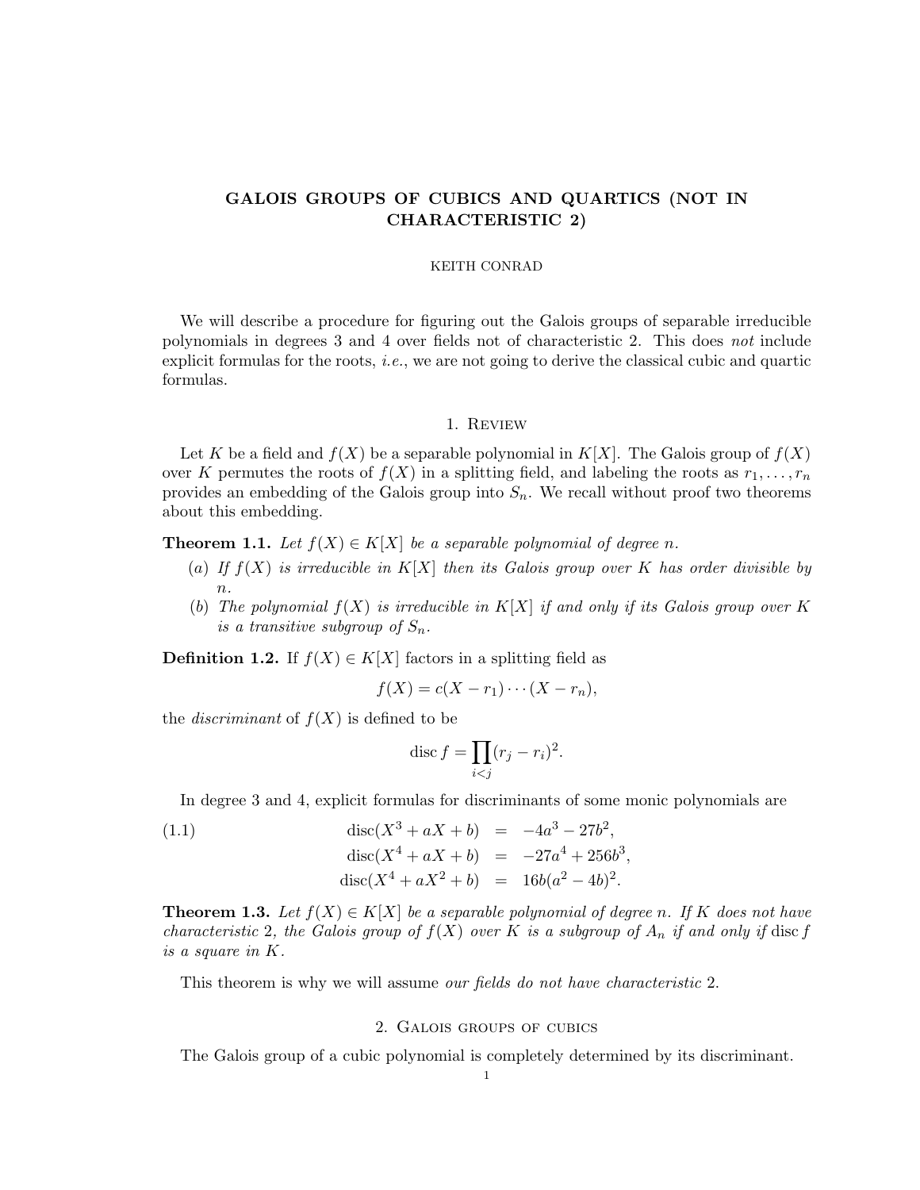# GALOIS GROUPS OF CUBICS AND QUARTICS (NOT IN CHARACTERISTIC 2)

KEITH CONRAD

We will describe a procedure for figuring out the Galois groups of separable irreducible polynomials in degrees 3 and 4 over fields not of characteristic 2. This does *not* include explicit formulas for the roots, *i.e.*, we are not going to derive the classical cubic and quartic formulas.

## 1. Review

Let $K$ be a field and $f(X)$ be a separable polynomial in $K[X]$. The Galois group of $f(X)$ over $K$ permutes the roots of $f(X)$ in a splitting field, and labeling the roots as $r_1, \dots, r_n$ provides an embedding of the Galois group into $S_n$. We recall without proof two theorems about this embedding.

**Theorem 1.1.** *Let $f(X) \in K[X]$ be a separable polynomial of degree $n$.*

*(a) If $f(X)$ is irreducible in $K[X]$ then its Galois group over $K$ has order divisible by $n$.*

*(b) The polynomial $f(X)$ is irreducible in $K[X]$ if and only if its Galois group over $K$ is a transitive subgroup of $S_n$.*

**Definition 1.2.** If $f(X) \in K[X]$ factors in a splitting field as

$$f(X) = c(X - r_1) \cdots (X - r_n),$$

the *discriminant* of $f(X)$ is defined to be

$$\operatorname{disc} f = \prod_{i<j} (r_j - r_i)^2.$$

In degree 3 and 4, explicit formulas for discriminants of some monic polynomials are

$$
\begin{aligned}
\operatorname{disc}(X^3 + aX + b) &= -4a^3 - 27b^2, \\
\operatorname{disc}(X^4 + aX + b) &= -27a^4 + 256b^3, \\
\operatorname{disc}(X^4 + aX^2 + b) &= 16b(a^2 - 4b)^2.
\end{aligned}
\tag{1.1}
$$

**Theorem 1.3.** *Let $f(X) \in K[X]$ be a separable polynomial of degree $n$. If $K$ does not have characteristic 2, the Galois group of $f(X)$ over $K$ is a subgroup of $A_n$ if and only if $\operatorname{disc} f$ is a square in $K$.*

This theorem is why we will assume *our fields do not have characteristic* 2.

## 2. Galois groups of cubics

The Galois group of a cubic polynomial is completely determined by its discriminant.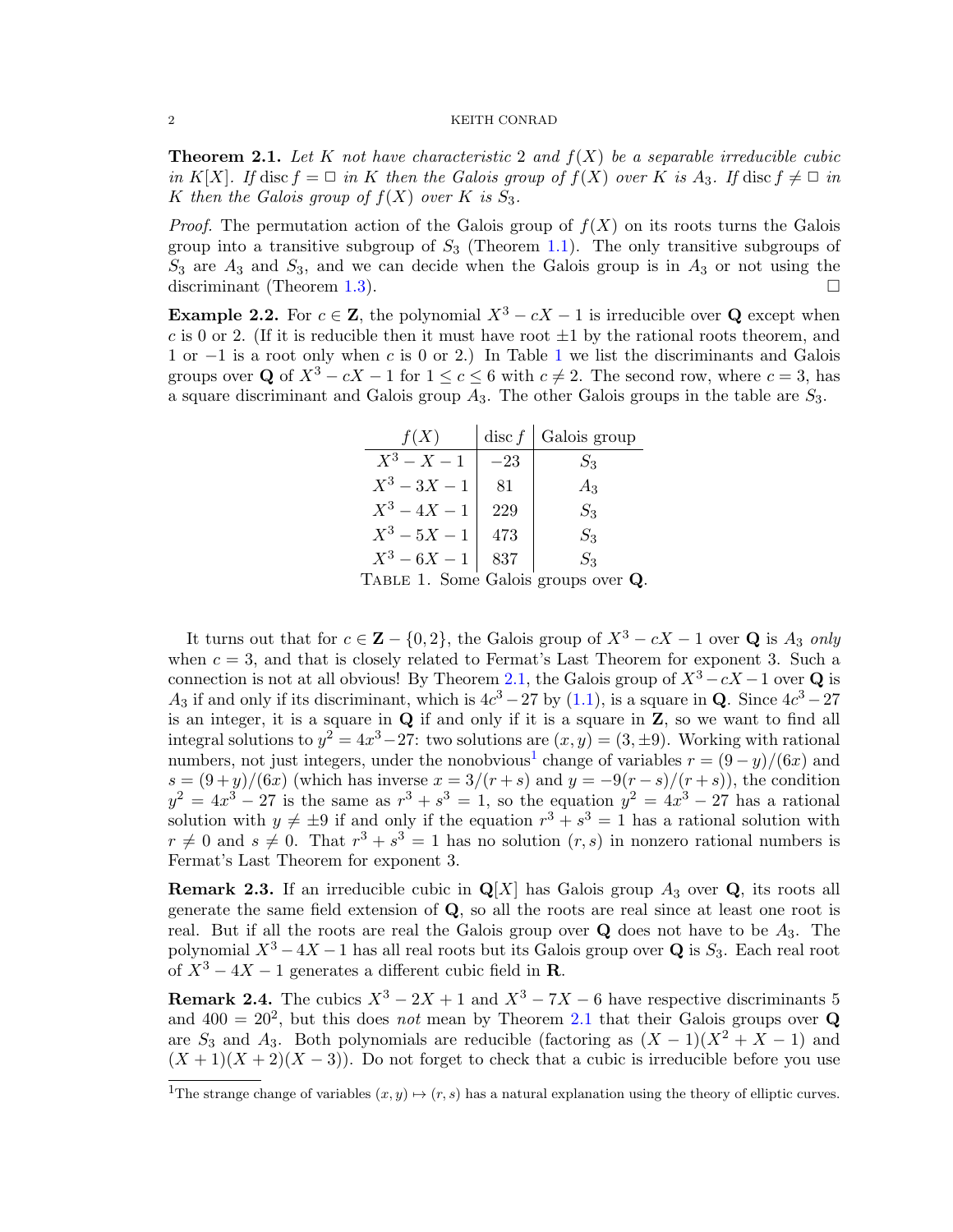**Theorem 2.1.** *Let $K$ not have characteristic 2 and $f(X)$ be a separable irreducible cubic in $K[X]$. If $\operatorname{disc} f = \Box$ in $K$ then the Galois group of $f(X)$ over $K$ is $A_3$. If $\operatorname{disc} f \neq \Box$ in $K$ then the Galois group of $f(X)$ over $K$ is $S_3$.*

*Proof.* The permutation action of the Galois group of $f(X)$ on its roots turns the Galois group into a transitive subgroup of $S_3$ (Theorem 1.1). The only transitive subgroups of $S_3$ are $A_3$ and $S_3$, and we can decide when the Galois group is in $A_3$ or not using the discriminant (Theorem 1.3). $\Box$

**Example 2.2.** For $c \in \mathbf{Z}$, the polynomial $X^3 - cX - 1$ is irreducible over $\mathbf{Q}$ except when $c$ is 0 or 2. (If it is reducible then it must have root $\pm 1$ by the rational roots theorem, and 1 or $-1$ is a root only when $c$ is 0 or 2.) In Table 1 we list the discriminants and Galois groups over $\mathbf{Q}$ of $X^3 - cX - 1$ for $1 \leq c \leq 6$ with $c \neq 2$. The second row, where $c = 3$, has a square discriminant and Galois group $A_3$. The other Galois groups in the table are $S_3$.

| $f(X)$ | $\operatorname{disc} f$ | Galois group |
|---|---|---|
| $X^3 - X - 1$ | $-23$ | $S_3$ |
| $X^3 - 3X - 1$ | 81 | $A_3$ |
| $X^3 - 4X - 1$ | 229 | $S_3$ |
| $X^3 - 5X - 1$ | 473 | $S_3$ |
| $X^3 - 6X - 1$ | 837 | $S_3$ |

TABLE 1. Some Galois groups over $\mathbf{Q}$.

It turns out that for $c \in \mathbf{Z} - \{0, 2\}$, the Galois group of $X^3 - cX - 1$ over $\mathbf{Q}$ is $A_3$ *only* when $c = 3$, and that is closely related to Fermat's Last Theorem for exponent 3. Such a connection is not at all obvious! By Theorem 2.1, the Galois group of $X^3 - cX - 1$ over $\mathbf{Q}$ is $A_3$ if and only if its discriminant, which is $4c^3 - 27$ by (1.1), is a square in $\mathbf{Q}$. Since $4c^3 - 27$ is an integer, it is a square in $\mathbf{Q}$ if and only if it is a square in $\mathbf{Z}$, so we want to find all integral solutions to $y^2 = 4x^3 - 27$: two solutions are $(x, y) = (3, \pm 9)$. Working with rational numbers, not just integers, under the nonobvious[1] change of variables $r = (9 - y)/(6x)$ and $s = (9 + y)/(6x)$ (which has inverse $x = 3/(r + s)$ and $y = -9(r - s)/(r + s)$), the condition $y^2 = 4x^3 - 27$ is the same as $r^3 + s^3 = 1$, so the equation $y^2 = 4x^3 - 27$ has a rational solution with $y \neq \pm 9$ if and only if the equation $r^3 + s^3 = 1$ has a rational solution with $r \neq 0$ and $s \neq 0$. That $r^3 + s^3 = 1$ has no solution $(r, s)$ in nonzero rational numbers is Fermat's Last Theorem for exponent 3.

**Remark 2.3.** If an irreducible cubic in $\mathbf{Q}[X]$ has Galois group $A_3$ over $\mathbf{Q}$, its roots all generate the same field extension of $\mathbf{Q}$, so all the roots are real since at least one root is real. But if all the roots are real the Galois group over $\mathbf{Q}$ does not have to be $A_3$. The polynomial $X^3 - 4X - 1$ has all real roots but its Galois group over $\mathbf{Q}$ is $S_3$. Each real root of $X^3 - 4X - 1$ generates a different cubic field in $\mathbf{R}$.

**Remark 2.4.** The cubics $X^3 - 2X + 1$ and $X^3 - 7X - 6$ have respective discriminants 5 and $400 = 20^2$, but this does *not* mean by Theorem 2.1 that their Galois groups over $\mathbf{Q}$ are $S_3$ and $A_3$. Both polynomials are reducible (factoring as $(X - 1)(X^2 + X - 1)$ and $(X + 1)(X + 2)(X - 3)$). Do not forget to check that a cubic is irreducible before you use

[1] The strange change of variables $(x, y) \mapsto (r, s)$ has a natural explanation using the theory of elliptic curves.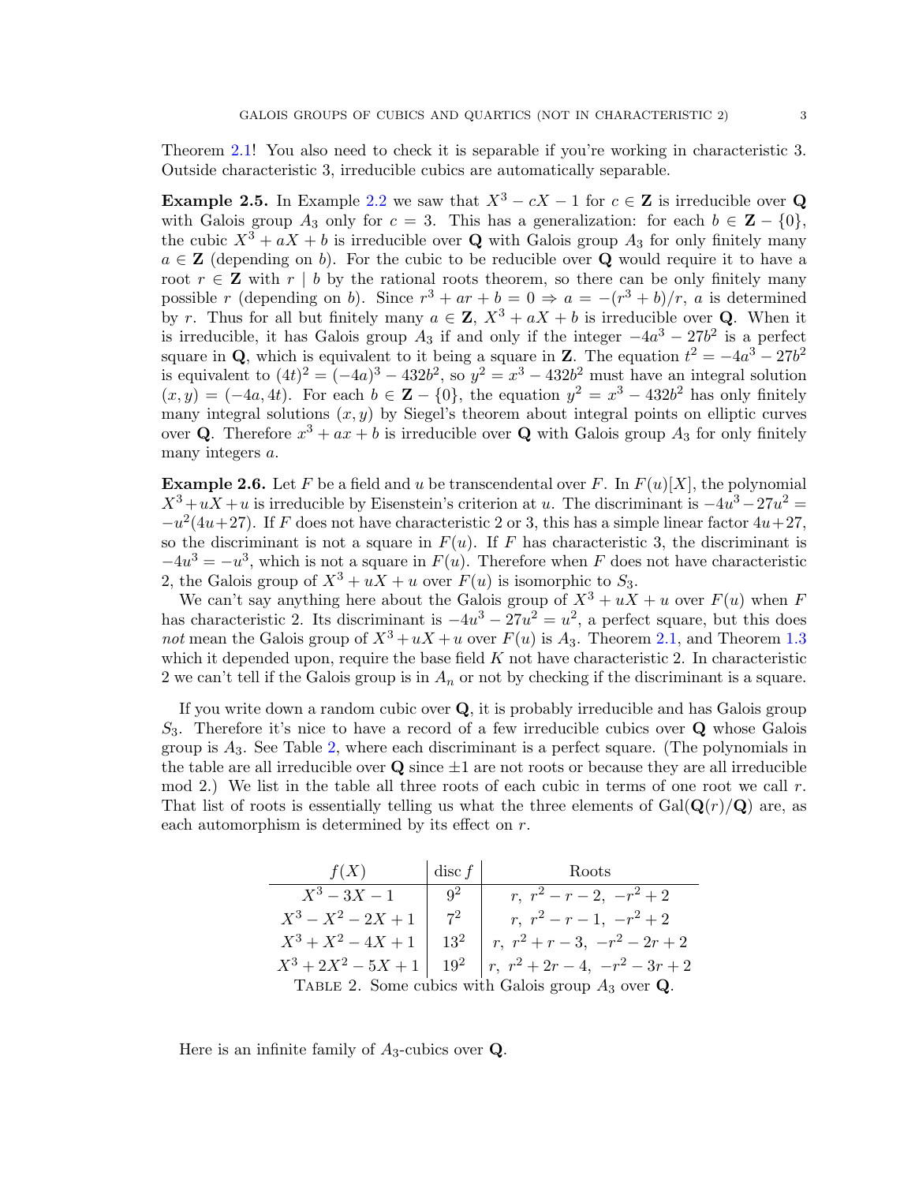Theorem 2.1! You also need to check it is separable if you're working in characteristic 3. Outside characteristic 3, irreducible cubics are automatically separable.

**Example 2.5.** In Example 2.2 we saw that $X^3 - cX - 1$ for $c \in \mathbf{Z}$ is irreducible over $\mathbf{Q}$ with Galois group $A_3$ only for $c = 3$. This has a generalization: for each $b \in \mathbf{Z} - \{0\}$, the cubic $X^3 + aX + b$ is irreducible over $\mathbf{Q}$ with Galois group $A_3$ for only finitely many $a \in \mathbf{Z}$ (depending on $b$). For the cubic to be reducible over $\mathbf{Q}$ would require it to have a root $r \in \mathbf{Z}$ with $r \mid b$ by the rational roots theorem, so there can be only finitely many possible $r$ (depending on $b$). Since $r^3 + ar + b = 0 \Rightarrow a = -(r^3 + b)/r$, $a$ is determined by $r$. Thus for all but finitely many $a \in \mathbf{Z}$, $X^3 + aX + b$ is irreducible over $\mathbf{Q}$. When it is irreducible, it has Galois group $A_3$ if and only if the integer $-4a^3 - 27b^2$ is a perfect square in $\mathbf{Q}$, which is equivalent to it being a square in $\mathbf{Z}$. The equation $t^2 = -4a^3 - 27b^2$ is equivalent to $(4t)^2 = (-4a)^3 - 432b^2$, so $y^2 = x^3 - 432b^2$ must have an integral solution $(x, y) = (-4a, 4t)$. For each $b \in \mathbf{Z} - \{0\}$, the equation $y^2 = x^3 - 432b^2$ has only finitely many integral solutions $(x, y)$ by Siegel's theorem about integral points on elliptic curves over $\mathbf{Q}$. Therefore $x^3 + ax + b$ is irreducible over $\mathbf{Q}$ with Galois group $A_3$ for only finitely many integers $a$.

**Example 2.6.** Let $F$ be a field and $u$ be transcendental over $F$. In $F(u)[X]$, the polynomial $X^3 + uX + u$ is irreducible by Eisenstein's criterion at $u$. The discriminant is $-4u^3 - 27u^2 = -u^2(4u + 27)$. If $F$ does not have characteristic 2 or 3, this has a simple linear factor $4u + 27$, so the discriminant is not a square in $F(u)$. If $F$ has characteristic 3, the discriminant is $-4u^3 = -u^3$, which is not a square in $F(u)$. Therefore when $F$ does not have characteristic 2, the Galois group of $X^3 + uX + u$ over $F(u)$ is isomorphic to $S_3$.

We can't say anything here about the Galois group of $X^3 + uX + u$ over $F(u)$ when $F$ has characteristic 2. Its discriminant is $-4u^3 - 27u^2 = u^2$, a perfect square, but this does *not* mean the Galois group of $X^3 + uX + u$ over $F(u)$ is $A_3$. Theorem 2.1, and Theorem 1.3 which it depended upon, require the base field $K$ not have characteristic 2. In characteristic 2 we can't tell if the Galois group is in $A_n$ or not by checking if the discriminant is a square.

If you write down a random cubic over $\mathbf{Q}$, it is probably irreducible and has Galois group $S_3$. Therefore it's nice to have a record of a few irreducible cubics over $\mathbf{Q}$ whose Galois group is $A_3$. See Table 2, where each discriminant is a perfect square. (The polynomials in the table are all irreducible over $\mathbf{Q}$ since $\pm 1$ are not roots or because they are all irreducible mod 2.) We list in the table all three roots of each cubic in terms of one root we call $r$. That list of roots is essentially telling us what the three elements of $\mathrm{Gal}(\mathbf{Q}(r)/\mathbf{Q})$ are, as each automorphism is determined by its effect on $r$.

| $f(X)$ | disc $f$ | Roots |
|---|---|---|
| $X^3 - 3X - 1$ | $9^2$ | $r,\ r^2 - r - 2,\ -r^2 + 2$ |
| $X^3 - X^2 - 2X + 1$ | $7^2$ | $r,\ r^2 - r - 1,\ -r^2 + 2$ |
| $X^3 + X^2 - 4X + 1$ | $13^2$ | $r,\ r^2 + r - 3,\ -r^2 - 2r + 2$ |
| $X^3 + 2X^2 - 5X + 1$ | $19^2$ | $r,\ r^2 + 2r - 4,\ -r^2 - 3r + 2$ |

Table 2. Some cubics with Galois group $A_3$ over $\mathbf{Q}$.

Here is an infinite family of $A_3$-cubics over $\mathbf{Q}$.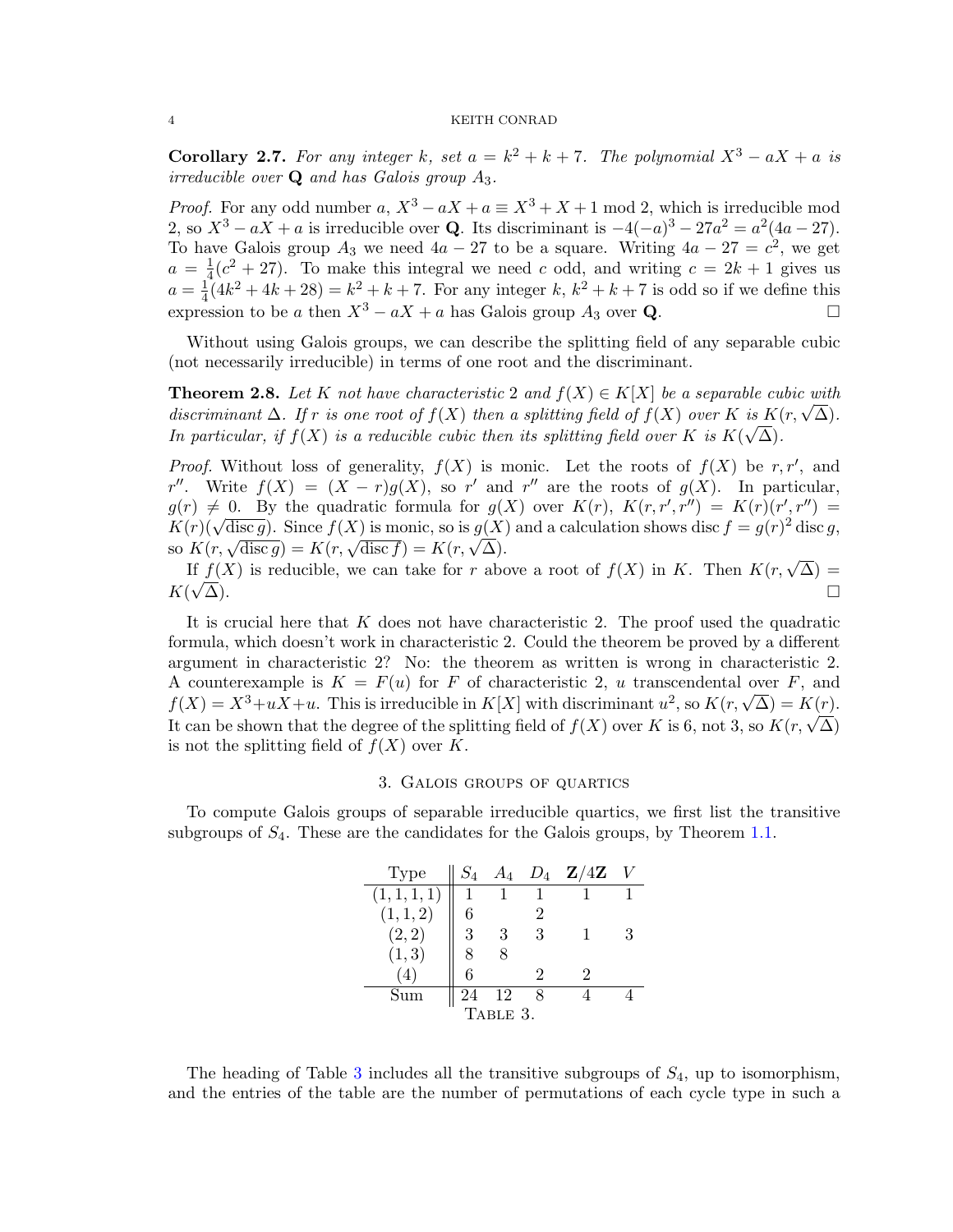**Corollary 2.7.** *For any integer $k$, set $a = k^2 + k + 7$. The polynomial $X^3 - aX + a$ is irreducible over $\mathbf{Q}$ and has Galois group $A_3$.*

*Proof.* For any odd number $a$, $X^3 - aX + a \equiv X^3 + X + 1 \bmod 2$, which is irreducible mod 2, so $X^3 - aX + a$ is irreducible over $\mathbf{Q}$. Its discriminant is $-4(-a)^3 - 27a^2 = a^2(4a - 27)$. To have Galois group $A_3$ we need $4a - 27$ to be a square. Writing $4a - 27 = c^2$, we get $a = \frac{1}{4}(c^2 + 27)$. To make this integral we need $c$ odd, and writing $c = 2k + 1$ gives us $a = \frac{1}{4}(4k^2 + 4k + 28) = k^2 + k + 7$. For any integer $k$, $k^2 + k + 7$ is odd so if we define this expression to be $a$ then $X^3 - aX + a$ has Galois group $A_3$ over $\mathbf{Q}$. $\square$

Without using Galois groups, we can describe the splitting field of any separable cubic (not necessarily irreducible) in terms of one root and the discriminant.

**Theorem 2.8.** *Let $K$ not have characteristic 2 and $f(X) \in K[X]$ be a separable cubic with discriminant $\Delta$. If $r$ is one root of $f(X)$ then a splitting field of $f(X)$ over $K$ is $K(r, \sqrt{\Delta})$. In particular, if $f(X)$ is a reducible cubic then its splitting field over $K$ is $K(\sqrt{\Delta})$.*

*Proof.* Without loss of generality, $f(X)$ is monic. Let the roots of $f(X)$ be $r, r'$, and $r''$. Write $f(X) = (X - r)g(X)$, so $r'$ and $r''$ are the roots of $g(X)$. In particular, $g(r) \neq 0$. By the quadratic formula for $g(X)$ over $K(r)$, $K(r, r', r'') = K(r)(r', r'') = K(r)(\sqrt{\operatorname{disc} g})$. Since $f(X)$ is monic, so is $g(X)$ and a calculation shows $\operatorname{disc} f = g(r)^2 \operatorname{disc} g$, so $K(r, \sqrt{\operatorname{disc} g}) = K(r, \sqrt{\operatorname{disc} f}) = K(r, \sqrt{\Delta})$.

If $f(X)$ is reducible, we can take for $r$ above a root of $f(X)$ in $K$. Then $K(r, \sqrt{\Delta}) = K(\sqrt{\Delta})$. $\square$

It is crucial here that $K$ does not have characteristic 2. The proof used the quadratic formula, which doesn't work in characteristic 2. Could the theorem be proved by a different argument in characteristic 2? No: the theorem as written is wrong in characteristic 2. A counterexample is $K = F(u)$ for $F$ of characteristic 2, $u$ transcendental over $F$, and $f(X) = X^3 + uX + u$. This is irreducible in $K[X]$ with discriminant $u^2$, so $K(r, \sqrt{\Delta}) = K(r)$. It can be shown that the degree of the splitting field of $f(X)$ over $K$ is 6, not 3, so $K(r, \sqrt{\Delta})$ is not the splitting field of $f(X)$ over $K$.

## 3. Galois groups of quartics

To compute Galois groups of separable irreducible quartics, we first list the transitive subgroups of $S_4$. These are the candidates for the Galois groups, by Theorem 1.1.

| Type | $S_4$ | $A_4$ | $D_4$ | $\mathbf{Z}/4\mathbf{Z}$ | $V$ |
|---|---|---|---|---|---|
| $(1,1,1,1)$ | 1 | 1 | 1 | 1 | 1 |
| $(1,1,2)$ | 6 | | 2 | | |
| $(2,2)$ | 3 | 3 | 3 | 1 | 3 |
| $(1,3)$ | 8 | 8 | | | |
| $(4)$ | 6 | | 2 | 2 | |
| Sum | 24 | 12 | 8 | 4 | 4 |

Table 3.

The heading of Table 3 includes all the transitive subgroups of $S_4$, up to isomorphism, and the entries of the table are the number of permutations of each cycle type in such a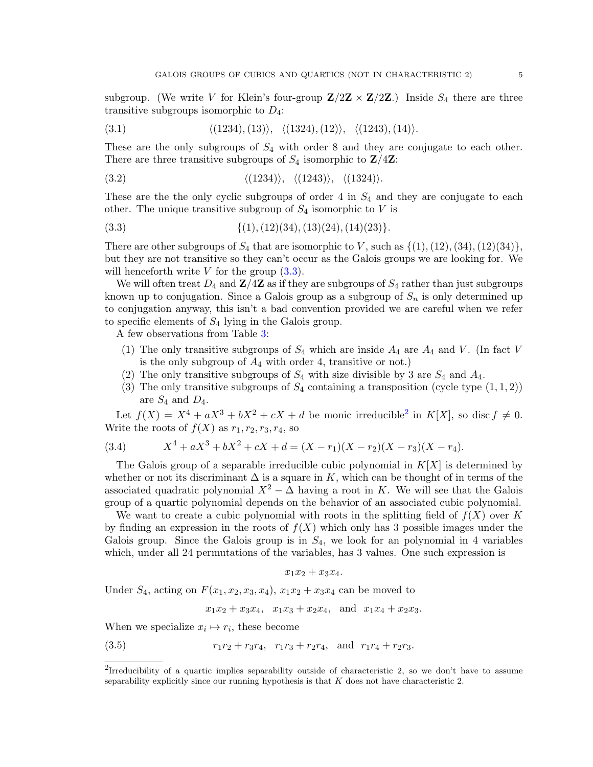subgroup. (We write $V$ for Klein's four-group $\mathbf{Z}/2\mathbf{Z} \times \mathbf{Z}/2\mathbf{Z}$.) Inside $S_4$ there are three transitive subgroups isomorphic to $D_4$:

$$\langle (1234), (13) \rangle, \quad \langle (1324), (12) \rangle, \quad \langle (1243), (14) \rangle. \tag{3.1}$$

These are the only subgroups of $S_4$ with order 8 and they are conjugate to each other. There are three transitive subgroups of $S_4$ isomorphic to $\mathbf{Z}/4\mathbf{Z}$:

$$\langle (1234) \rangle, \quad \langle (1243) \rangle, \quad \langle (1324) \rangle. \tag{3.2}$$

These are the the only cyclic subgroups of order 4 in $S_4$ and they are conjugate to each other. The unique transitive subgroup of $S_4$ isomorphic to $V$ is

$$\{(1), (12)(34), (13)(24), (14)(23)\}. \tag{3.3}$$

There are other subgroups of $S_4$ that are isomorphic to $V$, such as $\{(1), (12), (34), (12)(34)\}$, but they are not transitive so they can't occur as the Galois groups we are looking for. We will henceforth write $V$ for the group (3.3).

We will often treat $D_4$ and $\mathbf{Z}/4\mathbf{Z}$ as if they are subgroups of $S_4$ rather than just subgroups known up to conjugation. Since a Galois group as a subgroup of $S_n$ is only determined up to conjugation anyway, this isn't a bad convention provided we are careful when we refer to specific elements of $S_4$ lying in the Galois group.

A few observations from Table 3:

1. The only transitive subgroups of $S_4$ which are inside $A_4$ are $A_4$ and $V$. (In fact $V$ is the only subgroup of $A_4$ with order 4, transitive or not.)
2. The only transitive subgroups of $S_4$ with size divisible by 3 are $S_4$ and $A_4$.
3. The only transitive subgroups of $S_4$ containing a transposition (cycle type $(1,1,2)$) are $S_4$ and $D_4$.

Let $f(X) = X^4 + aX^3 + bX^2 + cX + d$ be monic irreducible[2] in $K[X]$, so $\operatorname{disc} f \neq 0$. Write the roots of $f(X)$ as $r_1, r_2, r_3, r_4$, so

$$X^4 + aX^3 + bX^2 + cX + d = (X - r_1)(X - r_2)(X - r_3)(X - r_4). \tag{3.4}$$

The Galois group of a separable irreducible cubic polynomial in $K[X]$ is determined by whether or not its discriminant $\Delta$ is a square in $K$, which can be thought of in terms of the associated quadratic polynomial $X^2 - \Delta$ having a root in $K$. We will see that the Galois group of a quartic polynomial depends on the behavior of an associated cubic polynomial.

We want to create a cubic polynomial with roots in the splitting field of $f(X)$ over $K$ by finding an expression in the roots of $f(X)$ which only has 3 possible images under the Galois group. Since the Galois group is in $S_4$, we look for an polynomial in 4 variables which, under all 24 permutations of the variables, has 3 values. One such expression is

$$x_1x_2 + x_3x_4.$$

Under $S_4$, acting on $F(x_1, x_2, x_3, x_4)$, $x_1x_2 + x_3x_4$ can be moved to

$$x_1x_2 + x_3x_4, \quad x_1x_3 + x_2x_4, \quad \text{and} \quad x_1x_4 + x_2x_3.$$

When we specialize $x_i \mapsto r_i$, these become

$$r_1r_2 + r_3r_4, \quad r_1r_3 + r_2r_4, \quad \text{and} \quad r_1r_4 + r_2r_3. \tag{3.5}$$

[2] Irreducibility of a quartic implies separability outside of characteristic 2, so we don't have to assume separability explicitly since our running hypothesis is that $K$ does not have characteristic 2.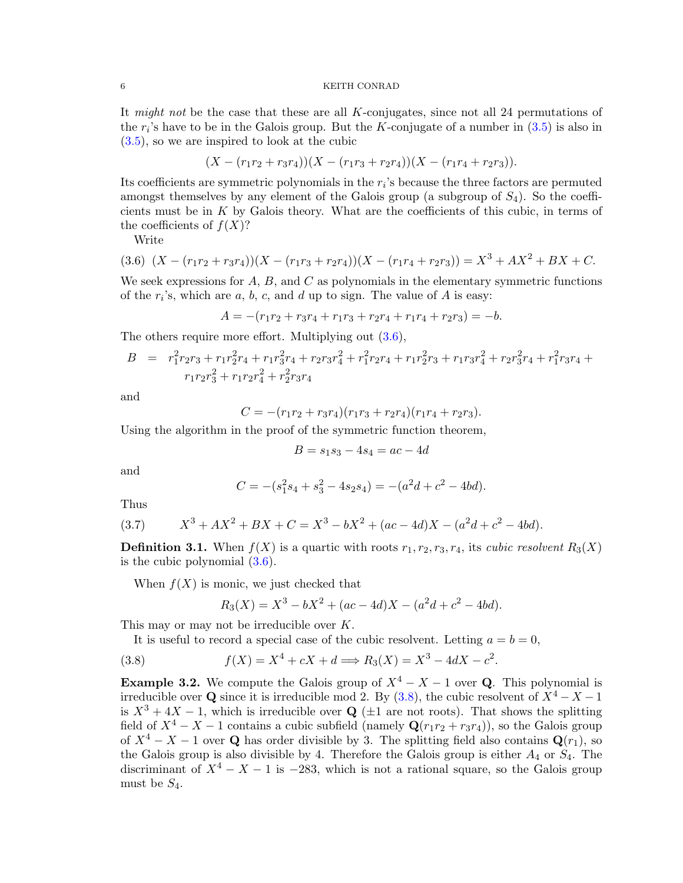It *might not* be the case that these are all $K$-conjugates, since not all 24 permutations of the $r_i$'s have to be in the Galois group. But the $K$-conjugate of a number in (3.5) is also in (3.5), so we are inspired to look at the cubic

$$(X - (r_1r_2 + r_3r_4))(X - (r_1r_3 + r_2r_4))(X - (r_1r_4 + r_2r_3)).$$

Its coefficients are symmetric polynomials in the $r_i$'s because the three factors are permuted amongst themselves by any element of the Galois group (a subgroup of $S_4$). So the coefficients must be in $K$ by Galois theory. What are the coefficients of this cubic, in terms of the coefficients of $f(X)$?

Write

$$(3.6)\quad (X - (r_1r_2 + r_3r_4))(X - (r_1r_3 + r_2r_4))(X - (r_1r_4 + r_2r_3)) = X^3 + AX^2 + BX + C.$$

We seek expressions for $A$, $B$, and $C$ as polynomials in the elementary symmetric functions of the $r_i$'s, which are $a$, $b$, $c$, and $d$ up to sign. The value of $A$ is easy:

$$A = -(r_1r_2 + r_3r_4 + r_1r_3 + r_2r_4 + r_1r_4 + r_2r_3) = -b.$$

The others require more effort. Multiplying out (3.6),

$$\begin{aligned} B \;=\; & r_1^2r_2r_3 + r_1r_2^2r_4 + r_1r_3^2r_4 + r_2r_3r_4^2 + r_1^2r_2r_4 + r_1r_2^2r_3 + r_1r_3r_4^2 + r_2r_3^2r_4 + r_1^2r_3r_4 + \\ & r_1r_2r_3^2 + r_1r_2r_4^2 + r_2^2r_3r_4 \end{aligned}$$

and

$$C = -(r_1r_2 + r_3r_4)(r_1r_3 + r_2r_4)(r_1r_4 + r_2r_3).$$

Using the algorithm in the proof of the symmetric function theorem,

$$B = s_1s_3 - 4s_4 = ac - 4d$$

and

$$C = -(s_1^2s_4 + s_3^2 - 4s_2s_4) = -(a^2d + c^2 - 4bd).$$

Thus

$$(3.7)\qquad X^3 + AX^2 + BX + C = X^3 - bX^2 + (ac - 4d)X - (a^2d + c^2 - 4bd).$$

**Definition 3.1.** When $f(X)$ is a quartic with roots $r_1, r_2, r_3, r_4$, its *cubic resolvent* $R_3(X)$ is the cubic polynomial (3.6).

When $f(X)$ is monic, we just checked that

$$R_3(X) = X^3 - bX^2 + (ac - 4d)X - (a^2d + c^2 - 4bd).$$

This may or may not be irreducible over $K$.

It is useful to record a special case of the cubic resolvent. Letting $a = b = 0$,

$$(3.8)\qquad f(X) = X^4 + cX + d \Longrightarrow R_3(X) = X^3 - 4dX - c^2.$$

**Example 3.2.** We compute the Galois group of $X^4 - X - 1$ over $\mathbf{Q}$. This polynomial is irreducible over $\mathbf{Q}$ since it is irreducible mod 2. By (3.8), the cubic resolvent of $X^4 - X - 1$ is $X^3 + 4X - 1$, which is irreducible over $\mathbf{Q}$ ($\pm 1$ are not roots). That shows the splitting field of $X^4 - X - 1$ contains a cubic subfield (namely $\mathbf{Q}(r_1r_2 + r_3r_4)$), so the Galois group of $X^4 - X - 1$ over $\mathbf{Q}$ has order divisible by 3. The splitting field also contains $\mathbf{Q}(r_1)$, so the Galois group is also divisible by 4. Therefore the Galois group is either $A_4$ or $S_4$. The discriminant of $X^4 - X - 1$ is $-283$, which is not a rational square, so the Galois group must be $S_4$.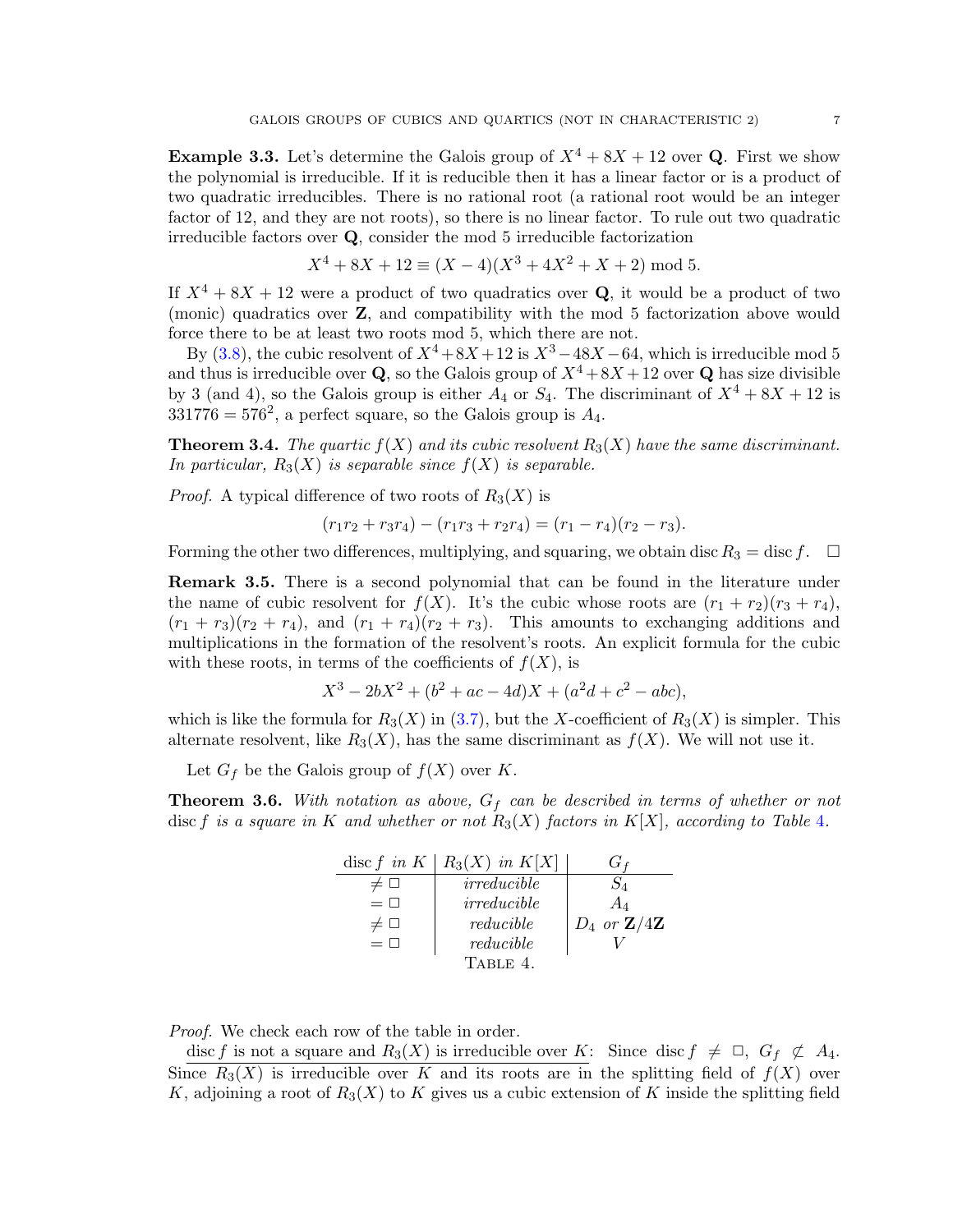**Example 3.3.** Let's determine the Galois group of $X^4 + 8X + 12$ over $\mathbf{Q}$. First we show the polynomial is irreducible. If it is reducible then it has a linear factor or is a product of two quadratic irreducibles. There is no rational root (a rational root would be an integer factor of 12, and they are not roots), so there is no linear factor. To rule out two quadratic irreducible factors over $\mathbf{Q}$, consider the mod 5 irreducible factorization

$$X^4 + 8X + 12 \equiv (X - 4)(X^3 + 4X^2 + X + 2) \bmod 5.$$

If $X^4 + 8X + 12$ were a product of two quadratics over $\mathbf{Q}$, it would be a product of two (monic) quadratics over $\mathbf{Z}$, and compatibility with the mod 5 factorization above would force there to be at least two roots mod 5, which there are not.

By (3.8), the cubic resolvent of $X^4+8X+12$ is $X^3-48X-64$, which is irreducible mod 5 and thus is irreducible over $\mathbf{Q}$, so the Galois group of $X^4+8X+12$ over $\mathbf{Q}$ has size divisible by 3 (and 4), so the Galois group is either $A_4$ or $S_4$. The discriminant of $X^4 + 8X + 12$ is $331776 = 576^2$, a perfect square, so the Galois group is $A_4$.

**Theorem 3.4.** *The quartic $f(X)$ and its cubic resolvent $R_3(X)$ have the same discriminant. In particular, $R_3(X)$ is separable since $f(X)$ is separable.*

*Proof.* A typical difference of two roots of $R_3(X)$ is

$$(r_1r_2 + r_3r_4) - (r_1r_3 + r_2r_4) = (r_1 - r_4)(r_2 - r_3).$$

Forming the other two differences, multiplying, and squaring, we obtain $\operatorname{disc} R_3 = \operatorname{disc} f$. $\square$

**Remark 3.5.** There is a second polynomial that can be found in the literature under the name of cubic resolvent for $f(X)$. It's the cubic whose roots are $(r_1 + r_2)(r_3 + r_4)$, $(r_1 + r_3)(r_2 + r_4)$, and $(r_1 + r_4)(r_2 + r_3)$. This amounts to exchanging additions and multiplications in the formation of the resolvent's roots. An explicit formula for the cubic with these roots, in terms of the coefficients of $f(X)$, is

$$X^3 - 2bX^2 + (b^2 + ac - 4d)X + (a^2d + c^2 - abc),$$

which is like the formula for $R_3(X)$ in (3.7), but the $X$-coefficient of $R_3(X)$ is simpler. This alternate resolvent, like $R_3(X)$, has the same discriminant as $f(X)$. We will not use it.

Let $G_f$ be the Galois group of $f(X)$ over $K$.

**Theorem 3.6.** *With notation as above, $G_f$ can be described in terms of whether or not $\operatorname{disc} f$ is a square in $K$ and whether or not $R_3(X)$ factors in $K[X]$, according to Table 4.*

| $\operatorname{disc} f$ *in* $K$ | $R_3(X)$ *in* $K[X]$ | $G_f$ |
|---|---|---|
| $\neq \square$ | *irreducible* | $S_4$ |
| $= \square$ | *irreducible* | $A_4$ |
| $\neq \square$ | *reducible* | $D_4$ *or* $\mathbf{Z}/4\mathbf{Z}$ |
| $= \square$ | *reducible* | $V$ |

Table 4.

*Proof.* We check each row of the table in order.

<u>$\operatorname{disc} f$ is not a square and $R_3(X)$ is irreducible over $K$</u>: Since $\operatorname{disc} f \neq \square$, $G_f \not\subset A_4$. Since $R_3(X)$ is irreducible over $K$ and its roots are in the splitting field of $f(X)$ over $K$, adjoining a root of $R_3(X)$ to $K$ gives us a cubic extension of $K$ inside the splitting field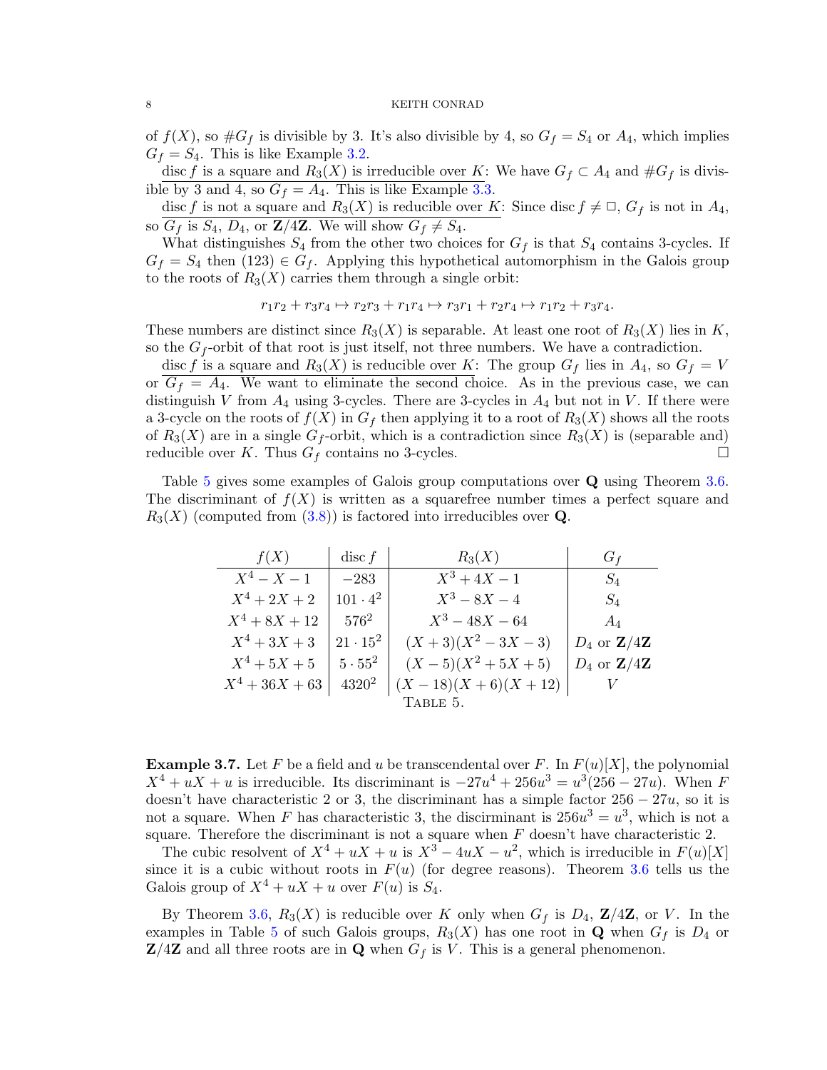of $f(X)$, so $\#G_f$ is divisible by 3. It's also divisible by 4, so $G_f = S_4$ or $A_4$, which implies $G_f = S_4$. This is like Example 3.2.

disc $f$ is a square and $R_3(X)$ is irreducible over $K$: We have $G_f \subset A_4$ and $\#G_f$ is divisible by 3 and 4, so $G_f = A_4$. This is like Example 3.3.

disc $f$ is not a square and $R_3(X)$ is reducible over $K$: Since disc $f \neq \square$, $G_f$ is not in $A_4$, so $G_f$ is $S_4$, $D_4$, or $\mathbf{Z}/4\mathbf{Z}$. We will show $G_f \neq S_4$.

What distinguishes $S_4$ from the other two choices for $G_f$ is that $S_4$ contains 3-cycles. If $G_f = S_4$ then $(123) \in G_f$. Applying this hypothetical automorphism in the Galois group to the roots of $R_3(X)$ carries them through a single orbit:

$$r_1r_2 + r_3r_4 \mapsto r_2r_3 + r_1r_4 \mapsto r_3r_1 + r_2r_4 \mapsto r_1r_2 + r_3r_4.$$

These numbers are distinct since $R_3(X)$ is separable. At least one root of $R_3(X)$ lies in $K$, so the $G_f$-orbit of that root is just itself, not three numbers. We have a contradiction.

disc $f$ is a square and $R_3(X)$ is reducible over $K$: The group $G_f$ lies in $A_4$, so $G_f = V$ or $G_f = A_4$. We want to eliminate the second choice. As in the previous case, we can distinguish $V$ from $A_4$ using 3-cycles. There are 3-cycles in $A_4$ but not in $V$. If there were a 3-cycle on the roots of $f(X)$ in $G_f$ then applying it to a root of $R_3(X)$ shows all the roots of $R_3(X)$ are in a single $G_f$-orbit, which is a contradiction since $R_3(X)$ is (separable and) reducible over $K$. Thus $G_f$ contains no 3-cycles. $\square$

Table 5 gives some examples of Galois group computations over $\mathbf{Q}$ using Theorem 3.6. The discriminant of $f(X)$ is written as a squarefree number times a perfect square and $R_3(X)$ (computed from (3.8)) is factored into irreducibles over $\mathbf{Q}$.

| $f(X)$ | disc $f$ | $R_3(X)$ | $G_f$ |
|---|---|---|---|
| $X^4 - X - 1$ | $-283$ | $X^3 + 4X - 1$ | $S_4$ |
| $X^4 + 2X + 2$ | $101 \cdot 4^2$ | $X^3 - 8X - 4$ | $S_4$ |
| $X^4 + 8X + 12$ | $576^2$ | $X^3 - 48X - 64$ | $A_4$ |
| $X^4 + 3X + 3$ | $21 \cdot 15^2$ | $(X+3)(X^2 - 3X - 3)$ | $D_4$ or $\mathbf{Z}/4\mathbf{Z}$ |
| $X^4 + 5X + 5$ | $5 \cdot 55^2$ | $(X-5)(X^2 + 5X + 5)$ | $D_4$ or $\mathbf{Z}/4\mathbf{Z}$ |
| $X^4 + 36X + 63$ | $4320^2$ | $(X-18)(X+6)(X+12)$ | $V$ |

Table 5.

**Example 3.7.** Let $F$ be a field and $u$ be transcendental over $F$. In $F(u)[X]$, the polynomial $X^4 + uX + u$ is irreducible. Its discriminant is $-27u^4 + 256u^3 = u^3(256 - 27u)$. When $F$ doesn't have characteristic 2 or 3, the discriminant has a simple factor $256 - 27u$, so it is not a square. When $F$ has characteristic 3, the discriminant is $256u^3 = u^3$, which is not a square. Therefore the discriminant is not a square when $F$ doesn't have characteristic 2.

The cubic resolvent of $X^4 + uX + u$ is $X^3 - 4uX - u^2$, which is irreducible in $F(u)[X]$ since it is a cubic without roots in $F(u)$ (for degree reasons). Theorem 3.6 tells us the Galois group of $X^4 + uX + u$ over $F(u)$ is $S_4$.

By Theorem 3.6, $R_3(X)$ is reducible over $K$ only when $G_f$ is $D_4$, $\mathbf{Z}/4\mathbf{Z}$, or $V$. In the examples in Table 5 of such Galois groups, $R_3(X)$ has one root in $\mathbf{Q}$ when $G_f$ is $D_4$ or $\mathbf{Z}/4\mathbf{Z}$ and all three roots are in $\mathbf{Q}$ when $G_f$ is $V$. This is a general phenomenon.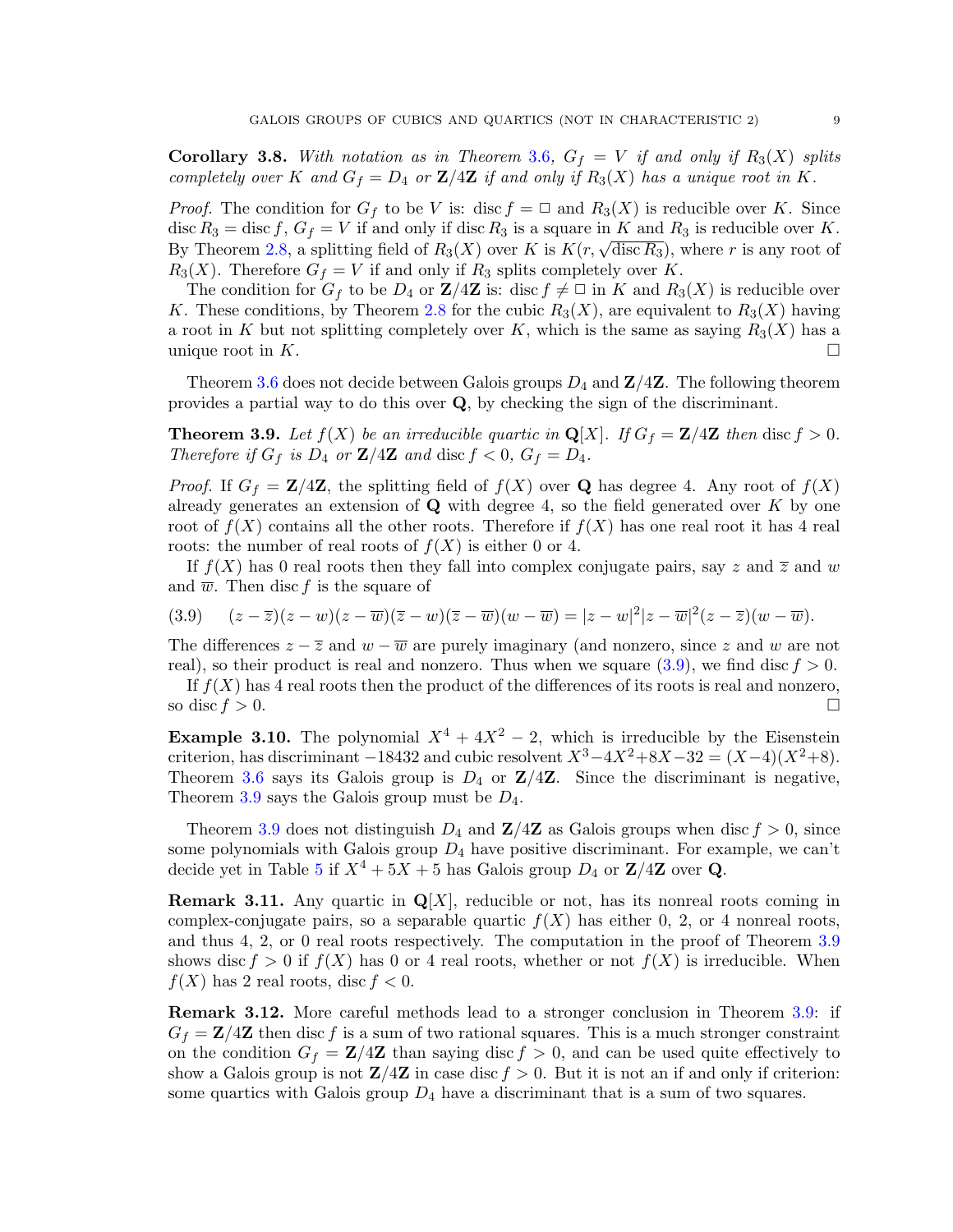**Corollary 3.8.** *With notation as in Theorem 3.6, $G_f = V$ if and only if $R_3(X)$ splits completely over $K$ and $G_f = D_4$ or $\mathbf{Z}/4\mathbf{Z}$ if and only if $R_3(X)$ has a unique root in $K$.*

*Proof.* The condition for $G_f$ to be $V$ is: $\operatorname{disc} f = \square$ and $R_3(X)$ is reducible over $K$. Since $\operatorname{disc} R_3 = \operatorname{disc} f$, $G_f = V$ if and only if $\operatorname{disc} R_3$ is a square in $K$ and $R_3$ is reducible over $K$. By Theorem 2.8, a splitting field of $R_3(X)$ over $K$ is $K(r, \sqrt{\operatorname{disc} R_3})$, where $r$ is any root of $R_3(X)$. Therefore $G_f = V$ if and only if $R_3$ splits completely over $K$.

The condition for $G_f$ to be $D_4$ or $\mathbf{Z}/4\mathbf{Z}$ is: $\operatorname{disc} f \neq \square$ in $K$ and $R_3(X)$ is reducible over $K$. These conditions, by Theorem 2.8 for the cubic $R_3(X)$, are equivalent to $R_3(X)$ having a root in $K$ but not splitting completely over $K$, which is the same as saying $R_3(X)$ has a unique root in $K$. $\square$

Theorem 3.6 does not decide between Galois groups $D_4$ and $\mathbf{Z}/4\mathbf{Z}$. The following theorem provides a partial way to do this over $\mathbf{Q}$, by checking the sign of the discriminant.

**Theorem 3.9.** *Let $f(X)$ be an irreducible quartic in $\mathbf{Q}[X]$. If $G_f = \mathbf{Z}/4\mathbf{Z}$ then $\operatorname{disc} f > 0$. Therefore if $G_f$ is $D_4$ or $\mathbf{Z}/4\mathbf{Z}$ and $\operatorname{disc} f < 0$, $G_f = D_4$.*

*Proof.* If $G_f = \mathbf{Z}/4\mathbf{Z}$, the splitting field of $f(X)$ over $\mathbf{Q}$ has degree 4. Any root of $f(X)$ already generates an extension of $\mathbf{Q}$ with degree 4, so the field generated over $K$ by one root of $f(X)$ contains all the other roots. Therefore if $f(X)$ has one real root it has 4 real roots: the number of real roots of $f(X)$ is either 0 or 4.

If $f(X)$ has 0 real roots then they fall into complex conjugate pairs, say $z$ and $\overline{z}$ and $w$ and $\overline{w}$. Then $\operatorname{disc} f$ is the square of

$$(z - \overline{z})(z - w)(z - \overline{w})(\overline{z} - w)(\overline{z} - \overline{w})(w - \overline{w}) = |z - w|^2 |z - \overline{w}|^2 (z - \overline{z})(w - \overline{w}). \tag{3.9}$$

The differences $z - \overline{z}$ and $w - \overline{w}$ are purely imaginary (and nonzero, since $z$ and $w$ are not real), so their product is real and nonzero. Thus when we square (3.9), we find $\operatorname{disc} f > 0$.

If $f(X)$ has 4 real roots then the product of the differences of its roots is real and nonzero, so $\operatorname{disc} f > 0$. $\square$

**Example 3.10.** The polynomial $X^4 + 4X^2 - 2$, which is irreducible by the Eisenstein criterion, has discriminant $-18432$ and cubic resolvent $X^3 - 4X^2 + 8X - 32 = (X - 4)(X^2 + 8)$. Theorem 3.6 says its Galois group is $D_4$ or $\mathbf{Z}/4\mathbf{Z}$. Since the discriminant is negative, Theorem 3.9 says the Galois group must be $D_4$.

Theorem 3.9 does not distinguish $D_4$ and $\mathbf{Z}/4\mathbf{Z}$ as Galois groups when $\operatorname{disc} f > 0$, since some polynomials with Galois group $D_4$ have positive discriminant. For example, we can't decide yet in Table 5 if $X^4 + 5X + 5$ has Galois group $D_4$ or $\mathbf{Z}/4\mathbf{Z}$ over $\mathbf{Q}$.

**Remark 3.11.** Any quartic in $\mathbf{Q}[X]$, reducible or not, has its nonreal roots coming in complex-conjugate pairs, so a separable quartic $f(X)$ has either 0, 2, or 4 nonreal roots, and thus 4, 2, or 0 real roots respectively. The computation in the proof of Theorem 3.9 shows $\operatorname{disc} f > 0$ if $f(X)$ has 0 or 4 real roots, whether or not $f(X)$ is irreducible. When $f(X)$ has 2 real roots, $\operatorname{disc} f < 0$.

**Remark 3.12.** More careful methods lead to a stronger conclusion in Theorem 3.9: if $G_f = \mathbf{Z}/4\mathbf{Z}$ then $\operatorname{disc} f$ is a sum of two rational squares. This is a much stronger constraint on the condition $G_f = \mathbf{Z}/4\mathbf{Z}$ than saying $\operatorname{disc} f > 0$, and can be used quite effectively to show a Galois group is not $\mathbf{Z}/4\mathbf{Z}$ in case $\operatorname{disc} f > 0$. But it is not an if and only if criterion: some quartics with Galois group $D_4$ have a discriminant that is a sum of two squares.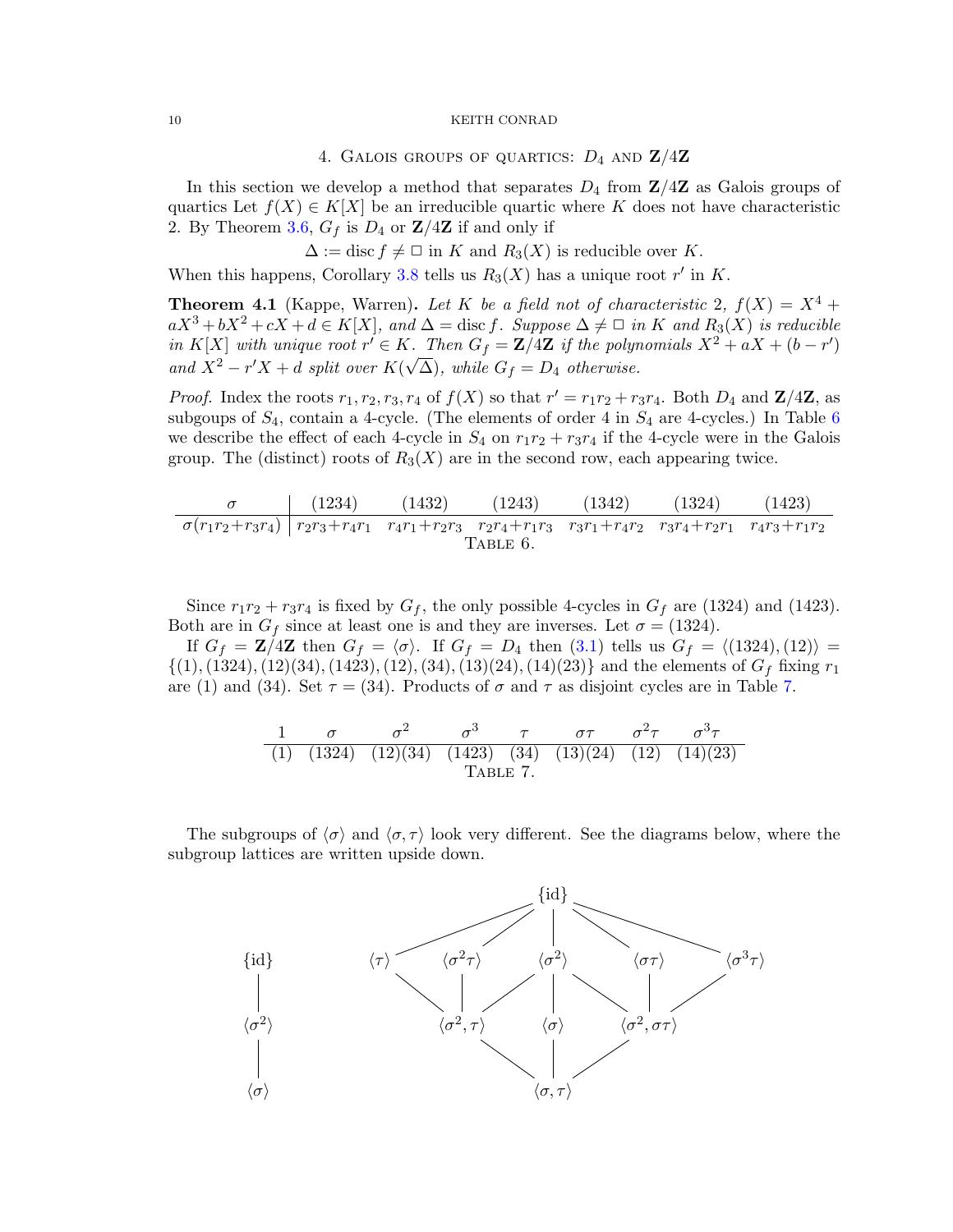## 4. Galois groups of quartics: $D_4$ and $\mathbf{Z}/4\mathbf{Z}$

In this section we develop a method that separates $D_4$ from $\mathbf{Z}/4\mathbf{Z}$ as Galois groups of quartics Let $f(X) \in K[X]$ be an irreducible quartic where $K$ does not have characteristic 2. By Theorem 3.6, $G_f$ is $D_4$ or $\mathbf{Z}/4\mathbf{Z}$ if and only if

$$\Delta := \operatorname{disc} f \neq \square \text{ in } K \text{ and } R_3(X) \text{ is reducible over } K.$$

When this happens, Corollary 3.8 tells us $R_3(X)$ has a unique root $r'$ in $K$.

**Theorem 4.1** (Kappe, Warren)**.** *Let $K$ be a field not of characteristic 2, $f(X) = X^4 + aX^3 + bX^2 + cX + d \in K[X]$, and $\Delta = \operatorname{disc} f$. Suppose $\Delta \neq \square$ in $K$ and $R_3(X)$ is reducible in $K[X]$ with unique root $r' \in K$. Then $G_f = \mathbf{Z}/4\mathbf{Z}$ if the polynomials $X^2 + aX + (b - r')$ and $X^2 - r'X + d$ split over $K(\sqrt{\Delta})$, while $G_f = D_4$ otherwise.*

*Proof.* Index the roots $r_1, r_2, r_3, r_4$ of $f(X)$ so that $r' = r_1r_2 + r_3r_4$. Both $D_4$ and $\mathbf{Z}/4\mathbf{Z}$, as subgoups of $S_4$, contain a 4-cycle. (The elements of order 4 in $S_4$ are 4-cycles.) In Table 6 we describe the effect of each 4-cycle in $S_4$ on $r_1r_2 + r_3r_4$ if the 4-cycle were in the Galois group. The (distinct) roots of $R_3(X)$ are in the second row, each appearing twice.

| $\sigma$ | (1234) | (1432) | (1243) | (1342) | (1324) | (1423) |
|---|---|---|---|---|---|---|
| $\sigma(r_1r_2+r_3r_4)$ | $r_2r_3+r_4r_1$ | $r_4r_1+r_2r_3$ | $r_2r_4+r_1r_3$ | $r_3r_1+r_4r_2$ | $r_3r_4+r_2r_1$ | $r_4r_3+r_1r_2$ |

Table 6.

Since $r_1r_2 + r_3r_4$ is fixed by $G_f$, the only possible 4-cycles in $G_f$ are (1324) and (1423). Both are in $G_f$ since at least one is and they are inverses. Let $\sigma = (1324)$.

If $G_f = \mathbf{Z}/4\mathbf{Z}$ then $G_f = \langle\sigma\rangle$. If $G_f = D_4$ then (3.1) tells us $G_f = \langle(1324), (12)\rangle = \{(1), (1324), (12)(34), (1423), (12), (34), (13)(24), (14)(23)\}$ and the elements of $G_f$ fixing $r_1$ are (1) and (34). Set $\tau = (34)$. Products of $\sigma$ and $\tau$ as disjoint cycles are in Table 7.

| 1 | $\sigma$ | $\sigma^2$ | $\sigma^3$ | $\tau$ | $\sigma\tau$ | $\sigma^2\tau$ | $\sigma^3\tau$ |
|---|---|---|---|---|---|---|---|
| (1) | (1324) | (12)(34) | (1423) | (34) | (13)(24) | (12) | (14)(23) |

Table 7.

The subgroups of $\langle\sigma\rangle$ and $\langle\sigma,\tau\rangle$ look very different. See the diagrams below, where the subgroup lattices are written upside down.

```
                                         {id}
                      /           /        |        \            \
{id}              ⟨τ⟩       ⟨σ²τ⟩        ⟨σ²⟩        ⟨στ⟩        ⟨σ³τ⟩
 |                   \         |        /  |  \        |         /
⟨σ²⟩                    ⟨σ², τ⟩         ⟨σ⟩         ⟨σ², στ⟩
 |                          \           |           /
⟨σ⟩                                  ⟨σ, τ⟩
```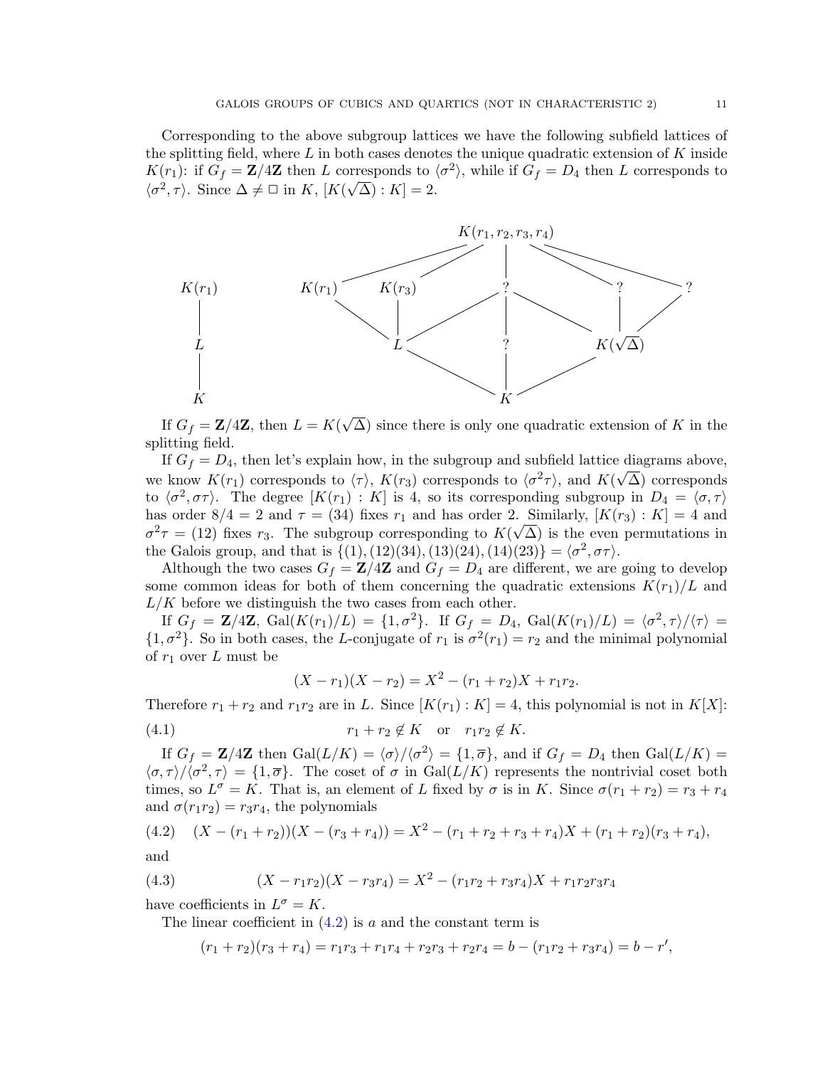Corresponding to the above subgroup lattices we have the following subfield lattices of the splitting field, where $L$ in both cases denotes the unique quadratic extension of $K$ inside $K(r_1)$: if $G_f = \mathbf{Z}/4\mathbf{Z}$ then $L$ corresponds to $\langle\sigma^2\rangle$, while if $G_f = D_4$ then $L$ corresponds to $\langle\sigma^2, \tau\rangle$. Since $\Delta \neq \square$ in $K$, $[K(\sqrt{\Delta}) : K] = 2$.

$$
\begin{array}{ccc}
K(r_1) & & \\
| & & \\
L & & \\
| & & \\
K & &
\end{array}
\qquad
\begin{array}{c}
K(r_1, r_2, r_3, r_4) \\
K(r_1) \quad K(r_3) \quad ? \quad ? \quad ? \\
L \quad ? \quad K(\sqrt{\Delta}) \\
K
\end{array}
$$

If $G_f = \mathbf{Z}/4\mathbf{Z}$, then $L = K(\sqrt{\Delta})$ since there is only one quadratic extension of $K$ in the splitting field.

If $G_f = D_4$, then let's explain how, in the subgroup and subfield lattice diagrams above, we know $K(r_1)$ corresponds to $\langle\tau\rangle$, $K(r_3)$ corresponds to $\langle\sigma^2\tau\rangle$, and $K(\sqrt{\Delta})$ corresponds to $\langle\sigma^2, \sigma\tau\rangle$. The degree $[K(r_1) : K]$ is 4, so its corresponding subgroup in $D_4 = \langle\sigma, \tau\rangle$ has order $8/4 = 2$ and $\tau = (34)$ fixes $r_1$ and has order 2. Similarly, $[K(r_3) : K] = 4$ and $\sigma^2\tau = (12)$ fixes $r_3$. The subgroup corresponding to $K(\sqrt{\Delta})$ is the even permutations in the Galois group, and that is $\{(1), (12)(34), (13)(24), (14)(23)\} = \langle\sigma^2, \sigma\tau\rangle$.

Although the two cases $G_f = \mathbf{Z}/4\mathbf{Z}$ and $G_f = D_4$ are different, we are going to develop some common ideas for both of them concerning the quadratic extensions $K(r_1)/L$ and $L/K$ before we distinguish the two cases from each other.

If $G_f = \mathbf{Z}/4\mathbf{Z}$, $\text{Gal}(K(r_1)/L) = \{1, \sigma^2\}$. If $G_f = D_4$, $\text{Gal}(K(r_1)/L) = \langle\sigma^2, \tau\rangle/\langle\tau\rangle = \{1, \sigma^2\}$. So in both cases, the $L$-conjugate of $r_1$ is $\sigma^2(r_1) = r_2$ and the minimal polynomial of $r_1$ over $L$ must be

$$(X - r_1)(X - r_2) = X^2 - (r_1 + r_2)X + r_1r_2.$$

Therefore $r_1 + r_2$ and $r_1r_2$ are in $L$. Since $[K(r_1) : K] = 4$, this polynomial is not in $K[X]$:

$$r_1 + r_2 \notin K \quad \text{or} \quad r_1r_2 \notin K. \tag{4.1}$$

If $G_f = \mathbf{Z}/4\mathbf{Z}$ then $\text{Gal}(L/K) = \langle\sigma\rangle/\langle\sigma^2\rangle = \{1, \overline{\sigma}\}$, and if $G_f = D_4$ then $\text{Gal}(L/K) = \langle\sigma, \tau\rangle/\langle\sigma^2, \tau\rangle = \{1, \overline{\sigma}\}$. The coset of $\sigma$ in $\text{Gal}(L/K)$ represents the nontrivial coset both times, so $L^\sigma = K$. That is, an element of $L$ fixed by $\sigma$ is in $K$. Since $\sigma(r_1 + r_2) = r_3 + r_4$ and $\sigma(r_1r_2) = r_3r_4$, the polynomials

$$(X - (r_1 + r_2))(X - (r_3 + r_4)) = X^2 - (r_1 + r_2 + r_3 + r_4)X + (r_1 + r_2)(r_3 + r_4), \tag{4.2}$$

and

$$(X - r_1r_2)(X - r_3r_4) = X^2 - (r_1r_2 + r_3r_4)X + r_1r_2r_3r_4 \tag{4.3}$$

have coefficients in $L^\sigma = K$.

The linear coefficient in (4.2) is $a$ and the constant term is

$$(r_1 + r_2)(r_3 + r_4) = r_1r_3 + r_1r_4 + r_2r_3 + r_2r_4 = b - (r_1r_2 + r_3r_4) = b - r',$$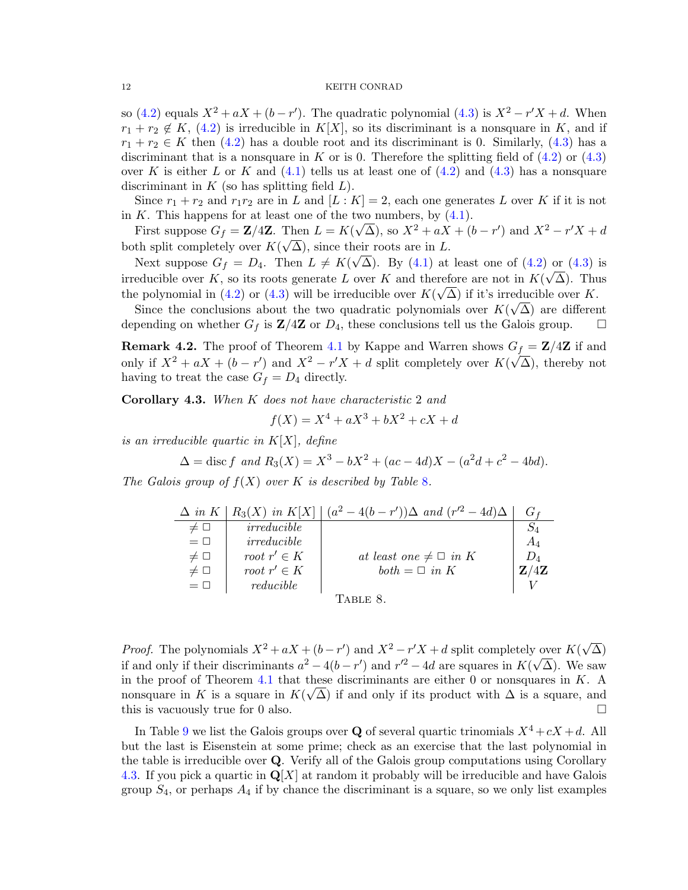so (4.2) equals $X^2 + aX + (b - r')$. The quadratic polynomial (4.3) is $X^2 - r'X + d$. When $r_1 + r_2 \notin K$, (4.2) is irreducible in $K[X]$, so its discriminant is a nonsquare in $K$, and if $r_1 + r_2 \in K$ then (4.2) has a double root and its discriminant is 0. Similarly, (4.3) has a discriminant that is a nonsquare in $K$ or is 0. Therefore the splitting field of (4.2) or (4.3) over $K$ is either $L$ or $K$ and (4.1) tells us at least one of (4.2) and (4.3) has a nonsquare discriminant in $K$ (so has splitting field $L$).

Since $r_1 + r_2$ and $r_1 r_2$ are in $L$ and $[L : K] = 2$, each one generates $L$ over $K$ if it is not in $K$. This happens for at least one of the two numbers, by (4.1).

First suppose $G_f = \mathbf{Z}/4\mathbf{Z}$. Then $L = K(\sqrt{\Delta})$, so $X^2 + aX + (b - r')$ and $X^2 - r'X + d$ both split completely over $K(\sqrt{\Delta})$, since their roots are in $L$.

Next suppose $G_f = D_4$. Then $L \neq K(\sqrt{\Delta})$. By (4.1) at least one of (4.2) or (4.3) is irreducible over $K$, so its roots generate $L$ over $K$ and therefore are not in $K(\sqrt{\Delta})$. Thus the polynomial in (4.2) or (4.3) will be irreducible over $K(\sqrt{\Delta})$ if it's irreducible over $K$.

Since the conclusions about the two quadratic polynomials over $K(\sqrt{\Delta})$ are different depending on whether $G_f$ is $\mathbf{Z}/4\mathbf{Z}$ or $D_4$, these conclusions tell us the Galois group. $\square$

**Remark 4.2.** The proof of Theorem 4.1 by Kappe and Warren shows $G_f = \mathbf{Z}/4\mathbf{Z}$ if and only if $X^2 + aX + (b - r')$ and $X^2 - r'X + d$ split completely over $K(\sqrt{\Delta})$, thereby not having to treat the case $G_f = D_4$ directly.

**Corollary 4.3.** *When $K$ does not have characteristic 2 and*

$$f(X) = X^4 + aX^3 + bX^2 + cX + d$$

*is an irreducible quartic in $K[X]$, define*

$$\Delta = \operatorname{disc} f \text{ and } R_3(X) = X^3 - bX^2 + (ac - 4d)X - (a^2 d + c^2 - 4bd).$$

*The Galois group of $f(X)$ over $K$ is described by Table 8.*

| $\Delta$ *in* $K$ | $R_3(X)$ *in* $K[X]$ | $(a^2 - 4(b - r'))\Delta$ *and* $(r'^2 - 4d)\Delta$ | $G_f$ |
|---|---|---|---|
| $\neq \square$ | *irreducible* | | $S_4$ |
| $= \square$ | *irreducible* | | $A_4$ |
| $\neq \square$ | *root* $r' \in K$ | *at least one* $\neq \square$ *in* $K$ | $D_4$ |
| $\neq \square$ | *root* $r' \in K$ | *both* $= \square$ *in* $K$ | $\mathbf{Z}/4\mathbf{Z}$ |
| $= \square$ | *reducible* | | $V$ |

TABLE 8.

*Proof.* The polynomials $X^2 + aX + (b - r')$ and $X^2 - r'X + d$ split completely over $K(\sqrt{\Delta})$ if and only if their discriminants $a^2 - 4(b - r')$ and $r'^2 - 4d$ are squares in $K(\sqrt{\Delta})$. We saw in the proof of Theorem 4.1 that these discriminants are either 0 or nonsquares in $K$. A nonsquare in $K$ is a square in $K(\sqrt{\Delta})$ if and only if its product with $\Delta$ is a square, and this is vacuously true for 0 also. $\square$

In Table 9 we list the Galois groups over $\mathbf{Q}$ of several quartic trinomials $X^4 + cX + d$. All but the last is Eisenstein at some prime; check as an exercise that the last polynomial in the table is irreducible over $\mathbf{Q}$. Verify all of the Galois group computations using Corollary 4.3. If you pick a quartic in $\mathbf{Q}[X]$ at random it probably will be irreducible and have Galois group $S_4$, or perhaps $A_4$ if by chance the discriminant is a square, so we only list examples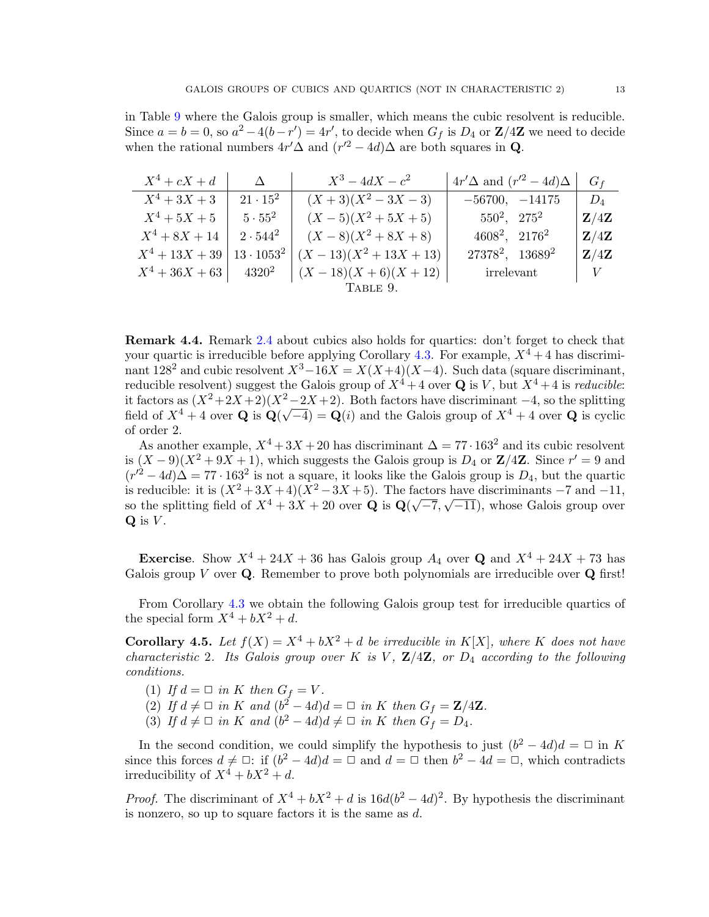in Table 9 where the Galois group is smaller, which means the cubic resolvent is reducible. Since $a = b = 0$, so $a^2 - 4(b - r') = 4r'$, to decide when $G_f$ is $D_4$ or $\mathbf{Z}/4\mathbf{Z}$ we need to decide when the rational numbers $4r'\Delta$ and $(r'^2 - 4d)\Delta$ are both squares in $\mathbf{Q}$.

| $X^4 + cX + d$ | $\Delta$ | $X^3 - 4dX - c^2$ | $4r'\Delta$ and $(r'^2 - 4d)\Delta$ | $G_f$ |
|---|---|---|---|---|
| $X^4 + 3X + 3$ | $21 \cdot 15^2$ | $(X + 3)(X^2 - 3X - 3)$ | $-56700, \ -14175$ | $D_4$ |
| $X^4 + 5X + 5$ | $5 \cdot 55^2$ | $(X - 5)(X^2 + 5X + 5)$ | $550^2, \ 275^2$ | $\mathbf{Z}/4\mathbf{Z}$ |
| $X^4 + 8X + 14$ | $2 \cdot 544^2$ | $(X - 8)(X^2 + 8X + 8)$ | $4608^2, \ 2176^2$ | $\mathbf{Z}/4\mathbf{Z}$ |
| $X^4 + 13X + 39$ | $13 \cdot 1053^2$ | $(X - 13)(X^2 + 13X + 13)$ | $27378^2, \ 13689^2$ | $\mathbf{Z}/4\mathbf{Z}$ |
| $X^4 + 36X + 63$ | $4320^2$ | $(X - 18)(X + 6)(X + 12)$ | irrelevant | $V$ |

Table 9.

**Remark 4.4.** Remark 2.4 about cubics also holds for quartics: don't forget to check that your quartic is irreducible before applying Corollary 4.3. For example, $X^4 + 4$ has discriminant $128^2$ and cubic resolvent $X^3 - 16X = X(X+4)(X-4)$. Such data (square discriminant, reducible resolvent) suggest the Galois group of $X^4 + 4$ over $\mathbf{Q}$ is $V$, but $X^4 + 4$ is *reducible*: it factors as $(X^2+2X+2)(X^2-2X+2)$. Both factors have discriminant $-4$, so the splitting field of $X^4 + 4$ over $\mathbf{Q}$ is $\mathbf{Q}(\sqrt{-4}) = \mathbf{Q}(i)$ and the Galois group of $X^4 + 4$ over $\mathbf{Q}$ is cyclic of order 2.

As another example, $X^4 + 3X + 20$ has discriminant $\Delta = 77 \cdot 163^2$ and its cubic resolvent is $(X - 9)(X^2 + 9X + 1)$, which suggests the Galois group is $D_4$ or $\mathbf{Z}/4\mathbf{Z}$. Since $r' = 9$ and $(r'^2 - 4d)\Delta = 77 \cdot 163^2$ is not a square, it looks like the Galois group is $D_4$, but the quartic is reducible: it is $(X^2 + 3X + 4)(X^2 - 3X + 5)$. The factors have discriminants $-7$ and $-11$, so the splitting field of $X^4 + 3X + 20$ over $\mathbf{Q}$ is $\mathbf{Q}(\sqrt{-7}, \sqrt{-11})$, whose Galois group over $\mathbf{Q}$ is $V$.

**Exercise**. Show $X^4 + 24X + 36$ has Galois group $A_4$ over $\mathbf{Q}$ and $X^4 + 24X + 73$ has Galois group $V$ over $\mathbf{Q}$. Remember to prove both polynomials are irreducible over $\mathbf{Q}$ first!

From Corollary 4.3 we obtain the following Galois group test for irreducible quartics of the special form $X^4 + bX^2 + d$.

**Corollary 4.5.** *Let $f(X) = X^4 + bX^2 + d$ be irreducible in $K[X]$, where $K$ does not have characteristic 2. Its Galois group over $K$ is $V$, $\mathbf{Z}/4\mathbf{Z}$, or $D_4$ according to the following conditions.*

1. *If $d = \square$ in $K$ then $G_f = V$.*
2. *If $d \neq \square$ in $K$ and $(b^2 - 4d)d = \square$ in $K$ then $G_f = \mathbf{Z}/4\mathbf{Z}$.*
3. *If $d \neq \square$ in $K$ and $(b^2 - 4d)d \neq \square$ in $K$ then $G_f = D_4$.*

In the second condition, we could simplify the hypothesis to just $(b^2 - 4d)d = \square$ in $K$ since this forces $d \neq \square$: if $(b^2 - 4d)d = \square$ and $d = \square$ then $b^2 - 4d = \square$, which contradicts irreducibility of $X^4 + bX^2 + d$.

*Proof.* The discriminant of $X^4 + bX^2 + d$ is $16d(b^2 - 4d)^2$. By hypothesis the discriminant is nonzero, so up to square factors it is the same as $d$.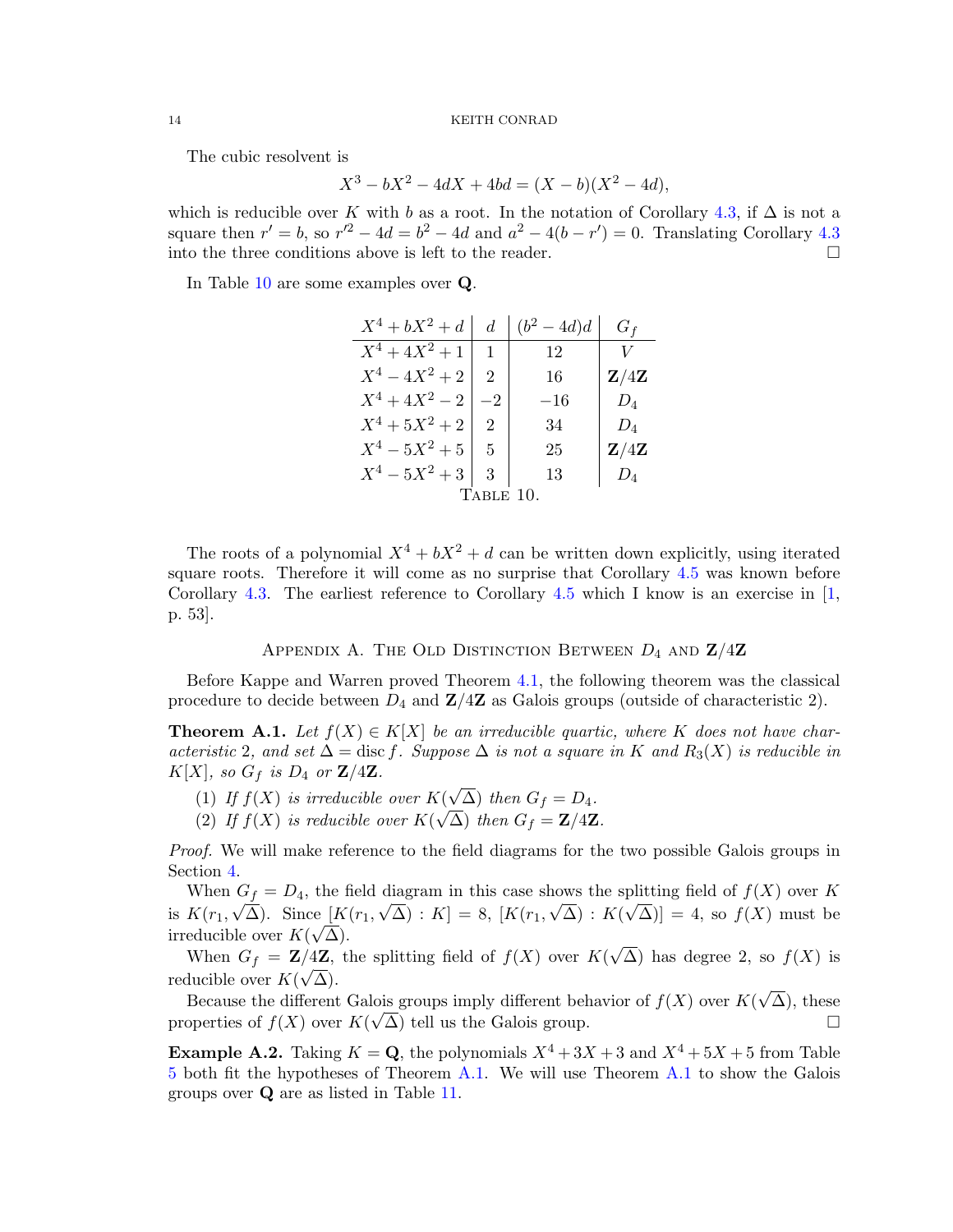The cubic resolvent is

$$X^3 - bX^2 - 4dX + 4bd = (X - b)(X^2 - 4d),$$

which is reducible over $K$ with $b$ as a root. In the notation of Corollary 4.3, if $\Delta$ is not a square then $r' = b$, so $r'^2 - 4d = b^2 - 4d$ and $a^2 - 4(b - r') = 0$. Translating Corollary 4.3 into the three conditions above is left to the reader. $\square$

In Table 10 are some examples over $\mathbf{Q}$.

| $X^4 + bX^2 + d$ | $d$ | $(b^2 - 4d)d$ | $G_f$ |
|---|---|---|---|
| $X^4 + 4X^2 + 1$ | $1$ | $12$ | $V$ |
| $X^4 - 4X^2 + 2$ | $2$ | $16$ | $\mathbf{Z}/4\mathbf{Z}$ |
| $X^4 + 4X^2 - 2$ | $-2$ | $-16$ | $D_4$ |
| $X^4 + 5X^2 + 2$ | $2$ | $34$ | $D_4$ |
| $X^4 - 5X^2 + 5$ | $5$ | $25$ | $\mathbf{Z}/4\mathbf{Z}$ |
| $X^4 - 5X^2 + 3$ | $3$ | $13$ | $D_4$ |

Table 10.

The roots of a polynomial $X^4 + bX^2 + d$ can be written down explicitly, using iterated square roots. Therefore it will come as no surprise that Corollary 4.5 was known before Corollary 4.3. The earliest reference to Corollary 4.5 which I know is an exercise in [1, p. 53].

## Appendix A. The Old Distinction Between $D_4$ and $\mathbf{Z}/4\mathbf{Z}$

Before Kappe and Warren proved Theorem 4.1, the following theorem was the classical procedure to decide between $D_4$ and $\mathbf{Z}/4\mathbf{Z}$ as Galois groups (outside of characteristic 2).

**Theorem A.1.** *Let $f(X) \in K[X]$ be an irreducible quartic, where $K$ does not have characteristic 2, and set $\Delta = \operatorname{disc} f$. Suppose $\Delta$ is not a square in $K$ and $R_3(X)$ is reducible in $K[X]$, so $G_f$ is $D_4$ or $\mathbf{Z}/4\mathbf{Z}$.*

1. *If $f(X)$ is irreducible over $K(\sqrt{\Delta})$ then $G_f = D_4$.*
2. *If $f(X)$ is reducible over $K(\sqrt{\Delta})$ then $G_f = \mathbf{Z}/4\mathbf{Z}$.*

*Proof.* We will make reference to the field diagrams for the two possible Galois groups in Section 4.

When $G_f = D_4$, the field diagram in this case shows the splitting field of $f(X)$ over $K$ is $K(r_1, \sqrt{\Delta})$. Since $[K(r_1, \sqrt{\Delta}) : K] = 8$, $[K(r_1, \sqrt{\Delta}) : K(\sqrt{\Delta})] = 4$, so $f(X)$ must be irreducible over $K(\sqrt{\Delta})$.

When $G_f = \mathbf{Z}/4\mathbf{Z}$, the splitting field of $f(X)$ over $K(\sqrt{\Delta})$ has degree 2, so $f(X)$ is reducible over $K(\sqrt{\Delta})$.

Because the different Galois groups imply different behavior of $f(X)$ over $K(\sqrt{\Delta})$, these properties of $f(X)$ over $K(\sqrt{\Delta})$ tell us the Galois group. $\square$

**Example A.2.** Taking $K = \mathbf{Q}$, the polynomials $X^4 + 3X + 3$ and $X^4 + 5X + 5$ from Table 5 both fit the hypotheses of Theorem A.1. We will use Theorem A.1 to show the Galois groups over $\mathbf{Q}$ are as listed in Table 11.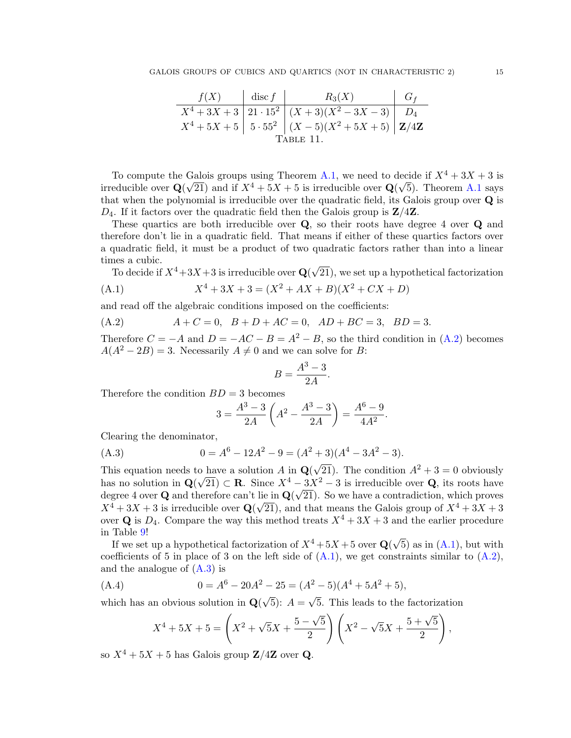| $f(X)$ | $\operatorname{disc} f$ | $R_3(X)$ | $G_f$ |
|---|---|---|---|
| $X^4 + 3X + 3$ | $21 \cdot 15^2$ | $(X+3)(X^2 - 3X - 3)$ | $D_4$ |
| $X^4 + 5X + 5$ | $5 \cdot 55^2$ | $(X-5)(X^2 + 5X + 5)$ | $\mathbf{Z}/4\mathbf{Z}$ |

Table 11.

To compute the Galois groups using Theorem A.1, we need to decide if $X^4 + 3X + 3$ is irreducible over $\mathbf{Q}(\sqrt{21})$ and if $X^4 + 5X + 5$ is irreducible over $\mathbf{Q}(\sqrt{5})$. Theorem A.1 says that when the polynomial is irreducible over the quadratic field, its Galois group over $\mathbf{Q}$ is $D_4$. If it factors over the quadratic field then the Galois group is $\mathbf{Z}/4\mathbf{Z}$.

These quartics are both irreducible over $\mathbf{Q}$, so their roots have degree 4 over $\mathbf{Q}$ and therefore don't lie in a quadratic field. That means if either of these quartics factors over a quadratic field, it must be a product of two quadratic factors rather than into a linear times a cubic.

To decide if $X^4+3X+3$ is irreducible over $\mathbf{Q}(\sqrt{21})$, we set up a hypothetical factorization

$$X^4 + 3X + 3 = (X^2 + AX + B)(X^2 + CX + D) \tag{A.1}$$

and read off the algebraic conditions imposed on the coefficients:

$$A + C = 0, \quad B + D + AC = 0, \quad AD + BC = 3, \quad BD = 3. \tag{A.2}$$

Therefore $C = -A$ and $D = -AC - B = A^2 - B$, so the third condition in (A.2) becomes $A(A^2 - 2B) = 3$. Necessarily $A \neq 0$ and we can solve for $B$:

$$B = \frac{A^3 - 3}{2A}.$$

Therefore the condition $BD = 3$ becomes

$$3 = \frac{A^3 - 3}{2A}\left(A^2 - \frac{A^3 - 3}{2A}\right) = \frac{A^6 - 9}{4A^2}.$$

Clearing the denominator,

$$0 = A^6 - 12A^2 - 9 = (A^2 + 3)(A^4 - 3A^2 - 3). \tag{A.3}$$

This equation needs to have a solution $A$ in $\mathbf{Q}(\sqrt{21})$. The condition $A^2 + 3 = 0$ obviously has no solution in $\mathbf{Q}(\sqrt{21}) \subset \mathbf{R}$. Since $X^4 - 3X^2 - 3$ is irreducible over $\mathbf{Q}$, its roots have degree 4 over $\mathbf{Q}$ and therefore can't lie in $\mathbf{Q}(\sqrt{21})$. So we have a contradiction, which proves $X^4 + 3X + 3$ is irreducible over $\mathbf{Q}(\sqrt{21})$, and that means the Galois group of $X^4 + 3X + 3$ over $\mathbf{Q}$ is $D_4$. Compare the way this method treats $X^4 + 3X + 3$ and the earlier procedure in Table 9!

If we set up a hypothetical factorization of $X^4 + 5X + 5$ over $\mathbf{Q}(\sqrt{5})$ as in (A.1), but with coefficients of 5 in place of 3 on the left side of (A.1), we get constraints similar to (A.2), and the analogue of (A.3) is

$$0 = A^6 - 20A^2 - 25 = (A^2 - 5)(A^4 + 5A^2 + 5), \tag{A.4}$$

which has an obvious solution in $\mathbf{Q}(\sqrt{5})$: $A = \sqrt{5}$. This leads to the factorization

$$X^4 + 5X + 5 = \left(X^2 + \sqrt{5}X + \frac{5 - \sqrt{5}}{2}\right)\left(X^2 - \sqrt{5}X + \frac{5 + \sqrt{5}}{2}\right),$$

so $X^4 + 5X + 5$ has Galois group $\mathbf{Z}/4\mathbf{Z}$ over $\mathbf{Q}$.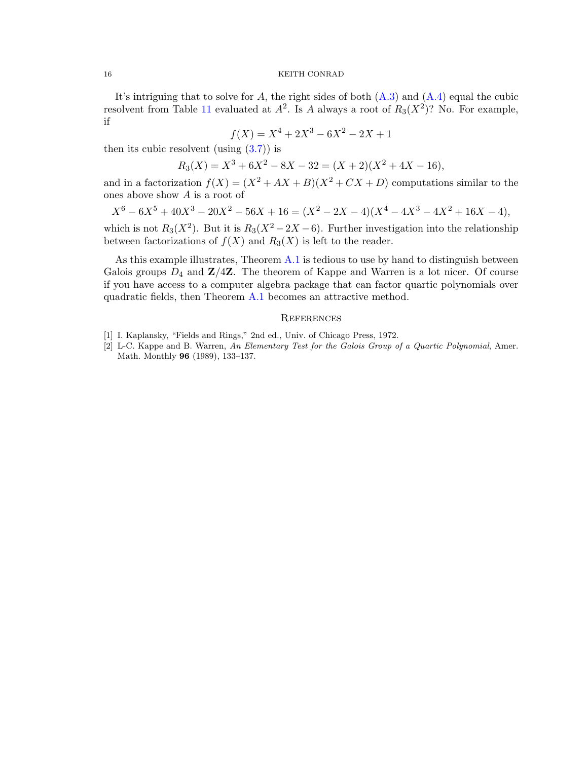It's intriguing that to solve for $A$, the right sides of both (A.3) and (A.4) equal the cubic resolvent from Table 11 evaluated at $A^2$. Is $A$ always a root of $R_3(X^2)$? No. For example, if

$$f(X) = X^4 + 2X^3 - 6X^2 - 2X + 1$$

then its cubic resolvent (using (3.7)) is

$$R_3(X) = X^3 + 6X^2 - 8X - 32 = (X + 2)(X^2 + 4X - 16),$$

and in a factorization $f(X) = (X^2 + AX + B)(X^2 + CX + D)$ computations similar to the ones above show $A$ is a root of

$$X^6 - 6X^5 + 40X^3 - 20X^2 - 56X + 16 = (X^2 - 2X - 4)(X^4 - 4X^3 - 4X^2 + 16X - 4),$$

which is not $R_3(X^2)$. But it is $R_3(X^2 - 2X - 6)$. Further investigation into the relationship between factorizations of $f(X)$ and $R_3(X)$ is left to the reader.

As this example illustrates, Theorem A.1 is tedious to use by hand to distinguish between Galois groups $D_4$ and $\mathbf{Z}/4\mathbf{Z}$. The theorem of Kappe and Warren is a lot nicer. Of course if you have access to a computer algebra package that can factor quartic polynomials over quadratic fields, then Theorem A.1 becomes an attractive method.

## References

[1] I. Kaplansky, "Fields and Rings," 2nd ed., Univ. of Chicago Press, 1972.

[2] L-C. Kappe and B. Warren, *An Elementary Test for the Galois Group of a Quartic Polynomial*, Amer. Math. Monthly **96** (1989), 133–137.